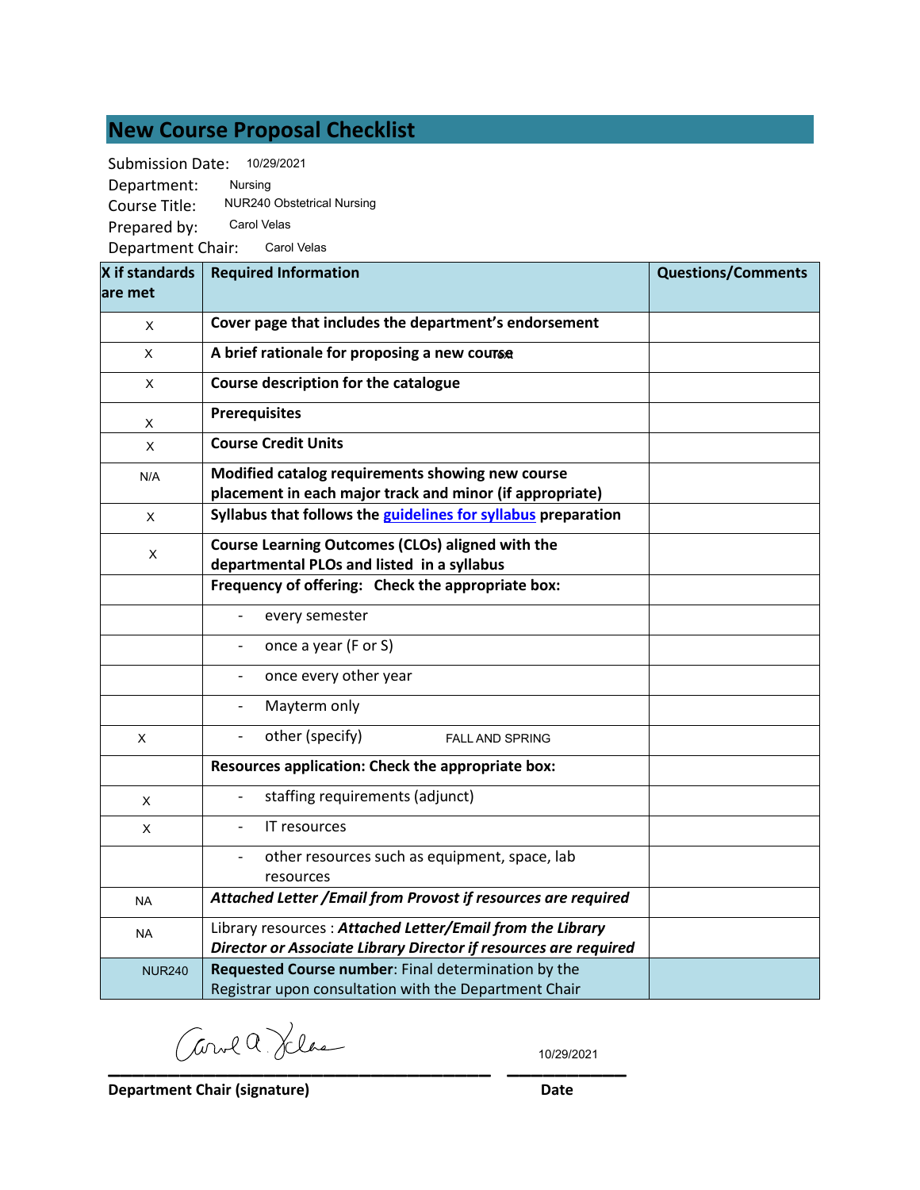# New Course Proposal Checklist

Submission Date: 10/29/2021
Department: Nursing
Course Title: NUR240 Obstetrical Nursing
Prepared by: Carol Velas
Department Chair: Carol Velas

| X if standards are met | Required Information | Questions/Comments |
|---|---|---|
| X | **Cover page that includes the department's endorsement** | |
| X | **A brief rationale for proposing a new course** | |
| X | **Course description for the catalogue** | |
| X | **Prerequisites** | |
| X | **Course Credit Units** | |
| N/A | **Modified catalog requirements showing new course placement in each major track and minor (if appropriate)** | |
| X | **Syllabus that follows the guidelines for syllabus preparation** | |
| X | **Course Learning Outcomes (CLOs) aligned with the departmental PLOs and listed in a syllabus** | |
| | **Frequency of offering: Check the appropriate box:** | |
| | - every semester | |
| | - once a year (F or S) | |
| | - once every other year | |
| | - Mayterm only | |
| X | - other (specify) FALL AND SPRING | |
| | **Resources application: Check the appropriate box:** | |
| X | - staffing requirements (adjunct) | |
| X | - IT resources | |
| | - other resources such as equipment, space, lab resources | |
| NA | ***Attached Letter /Email from Provost if resources are required*** | |
| NA | Library resources : ***Attached Letter/Email from the Library Director or Associate Library Director if resources are required*** | |
| NUR240 | **Requested Course number**: Final determination by the Registrar upon consultation with the Department Chair | |

Carol A. Velas 10/29/2021

**Department Chair (signature)** **Date**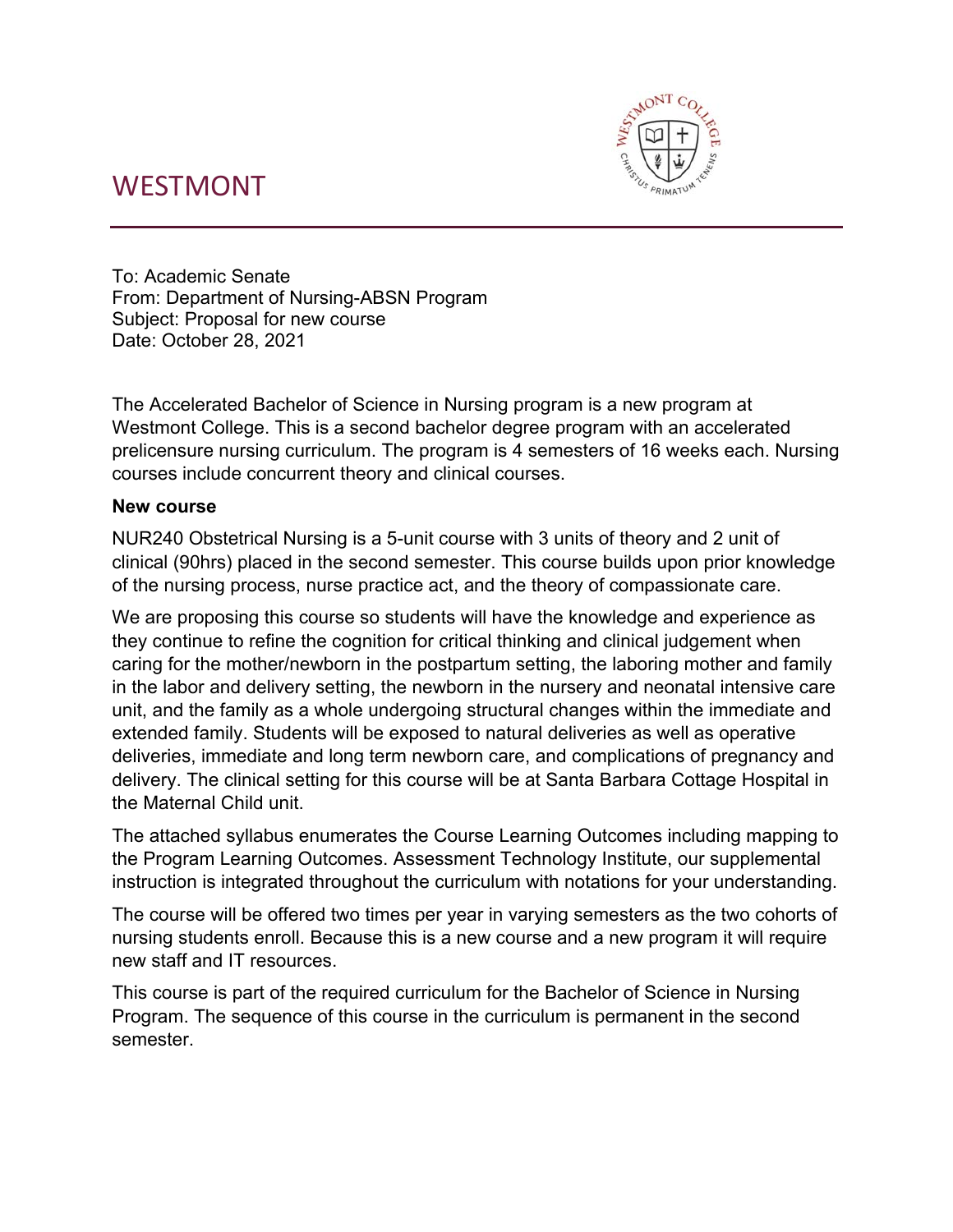# WESTMONT

To: Academic Senate
From: Department of Nursing-ABSN Program
Subject: Proposal for new course
Date: October 28, 2021

The Accelerated Bachelor of Science in Nursing program is a new program at Westmont College. This is a second bachelor degree program with an accelerated prelicensure nursing curriculum. The program is 4 semesters of 16 weeks each. Nursing courses include concurrent theory and clinical courses.

**New course**

NUR240 Obstetrical Nursing is a 5-unit course with 3 units of theory and 2 unit of clinical (90hrs) placed in the second semester. This course builds upon prior knowledge of the nursing process, nurse practice act, and the theory of compassionate care.

We are proposing this course so students will have the knowledge and experience as they continue to refine the cognition for critical thinking and clinical judgement when caring for the mother/newborn in the postpartum setting, the laboring mother and family in the labor and delivery setting, the newborn in the nursery and neonatal intensive care unit, and the family as a whole undergoing structural changes within the immediate and extended family. Students will be exposed to natural deliveries as well as operative deliveries, immediate and long term newborn care, and complications of pregnancy and delivery. The clinical setting for this course will be at Santa Barbara Cottage Hospital in the Maternal Child unit.

The attached syllabus enumerates the Course Learning Outcomes including mapping to the Program Learning Outcomes. Assessment Technology Institute, our supplemental instruction is integrated throughout the curriculum with notations for your understanding.

The course will be offered two times per year in varying semesters as the two cohorts of nursing students enroll. Because this is a new course and a new program it will require new staff and IT resources.

This course is part of the required curriculum for the Bachelor of Science in Nursing Program. The sequence of this course in the curriculum is permanent in the second semester.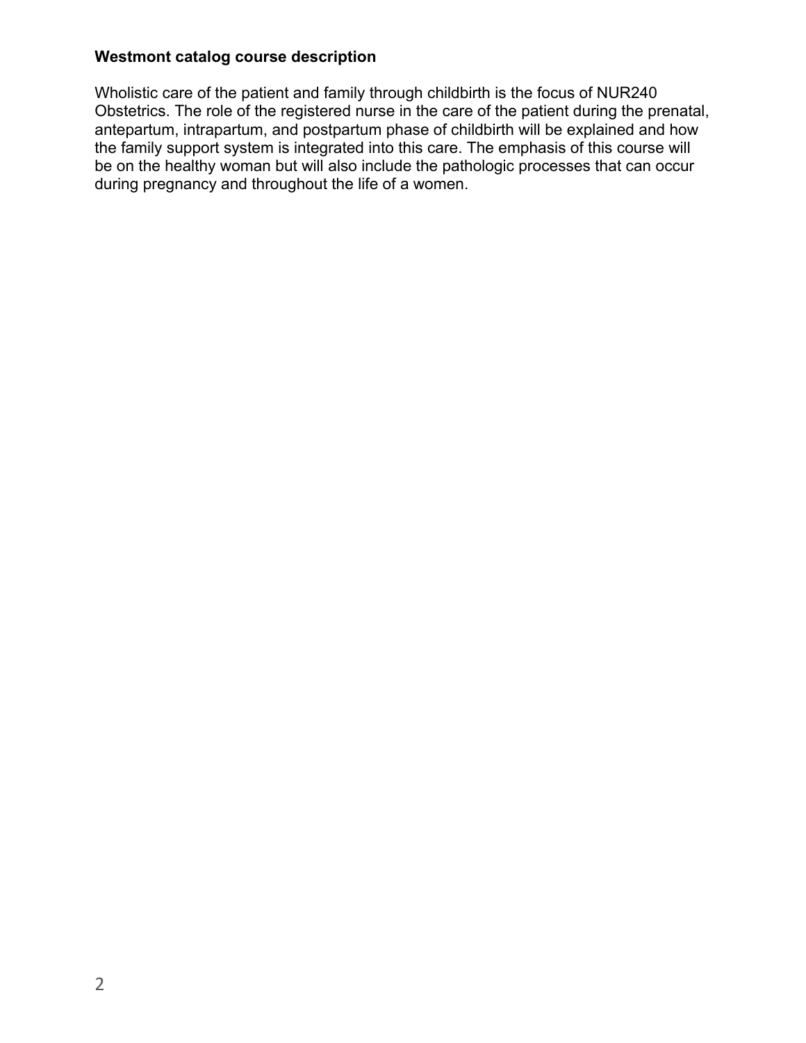**Westmont catalog course description**

Wholistic care of the patient and family through childbirth is the focus of NUR240 Obstetrics. The role of the registered nurse in the care of the patient during the prenatal, antepartum, intrapartum, and postpartum phase of childbirth will be explained and how the family support system is integrated into this care. The emphasis of this course will be on the healthy woman but will also include the pathologic processes that can occur during pregnancy and throughout the life of a women.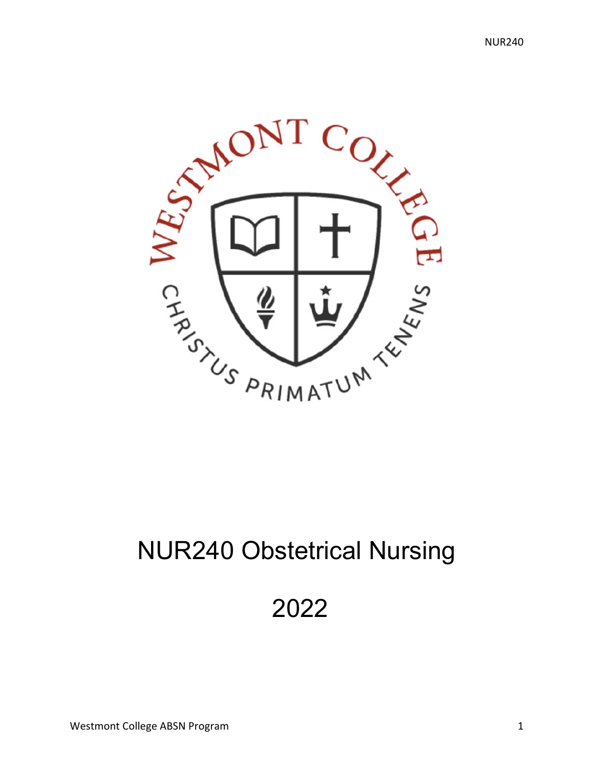# NUR240 Obstetrical Nursing

# 2022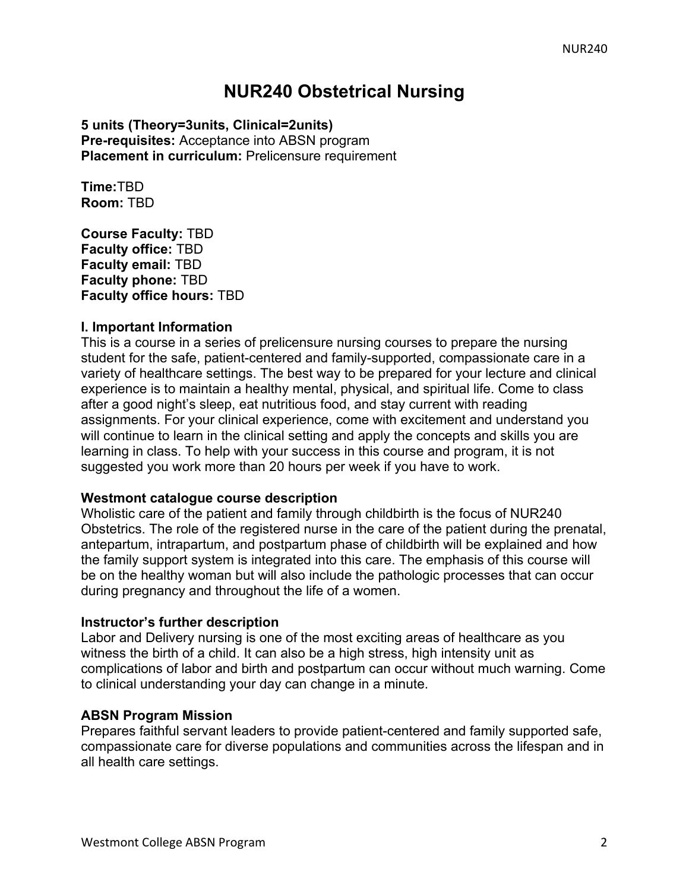# NUR240 Obstetrical Nursing

**5 units (Theory=3units, Clinical=2units)**
**Pre-requisites:** Acceptance into ABSN program
**Placement in curriculum:** Prelicensure requirement

**Time:**TBD
**Room:** TBD

**Course Faculty:** TBD
**Faculty office:** TBD
**Faculty email:** TBD
**Faculty phone:** TBD
**Faculty office hours:** TBD

### I. Important Information

This is a course in a series of prelicensure nursing courses to prepare the nursing student for the safe, patient-centered and family-supported, compassionate care in a variety of healthcare settings. The best way to be prepared for your lecture and clinical experience is to maintain a healthy mental, physical, and spiritual life. Come to class after a good night's sleep, eat nutritious food, and stay current with reading assignments. For your clinical experience, come with excitement and understand you will continue to learn in the clinical setting and apply the concepts and skills you are learning in class. To help with your success in this course and program, it is not suggested you work more than 20 hours per week if you have to work.

### Westmont catalogue course description

Wholistic care of the patient and family through childbirth is the focus of NUR240 Obstetrics. The role of the registered nurse in the care of the patient during the prenatal, antepartum, intrapartum, and postpartum phase of childbirth will be explained and how the family support system is integrated into this care. The emphasis of this course will be on the healthy woman but will also include the pathologic processes that can occur during pregnancy and throughout the life of a women.

### Instructor's further description

Labor and Delivery nursing is one of the most exciting areas of healthcare as you witness the birth of a child. It can also be a high stress, high intensity unit as complications of labor and birth and postpartum can occur without much warning. Come to clinical understanding your day can change in a minute.

### ABSN Program Mission

Prepares faithful servant leaders to provide patient-centered and family supported safe, compassionate care for diverse populations and communities across the lifespan and in all health care settings.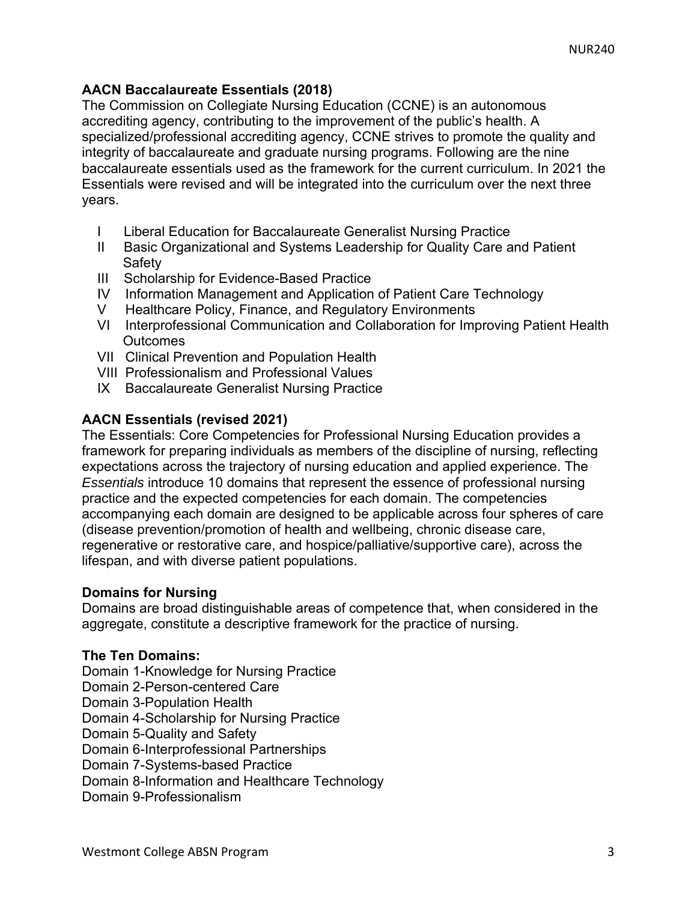**AACN Baccalaureate Essentials (2018)**

The Commission on Collegiate Nursing Education (CCNE) is an autonomous accrediting agency, contributing to the improvement of the public's health. A specialized/professional accrediting agency, CCNE strives to promote the quality and integrity of baccalaureate and graduate nursing programs. Following are the nine baccalaureate essentials used as the framework for the current curriculum. In 2021 the Essentials were revised and will be integrated into the curriculum over the next three years.

- I Liberal Education for Baccalaureate Generalist Nursing Practice
- II Basic Organizational and Systems Leadership for Quality Care and Patient Safety
- III Scholarship for Evidence-Based Practice
- IV Information Management and Application of Patient Care Technology
- V Healthcare Policy, Finance, and Regulatory Environments
- VI Interprofessional Communication and Collaboration for Improving Patient Health Outcomes
- VII Clinical Prevention and Population Health
- VIII Professionalism and Professional Values
- IX Baccalaureate Generalist Nursing Practice

**AACN Essentials (revised 2021)**

The Essentials: Core Competencies for Professional Nursing Education provides a framework for preparing individuals as members of the discipline of nursing, reflecting expectations across the trajectory of nursing education and applied experience. The *Essentials* introduce 10 domains that represent the essence of professional nursing practice and the expected competencies for each domain. The competencies accompanying each domain are designed to be applicable across four spheres of care (disease prevention/promotion of health and wellbeing, chronic disease care, regenerative or restorative care, and hospice/palliative/supportive care), across the lifespan, and with diverse patient populations.

**Domains for Nursing**

Domains are broad distinguishable areas of competence that, when considered in the aggregate, constitute a descriptive framework for the practice of nursing.

**The Ten Domains:**

Domain 1-Knowledge for Nursing Practice
Domain 2-Person-centered Care
Domain 3-Population Health
Domain 4-Scholarship for Nursing Practice
Domain 5-Quality and Safety
Domain 6-Interprofessional Partnerships
Domain 7-Systems-based Practice
Domain 8-Information and Healthcare Technology
Domain 9-Professionalism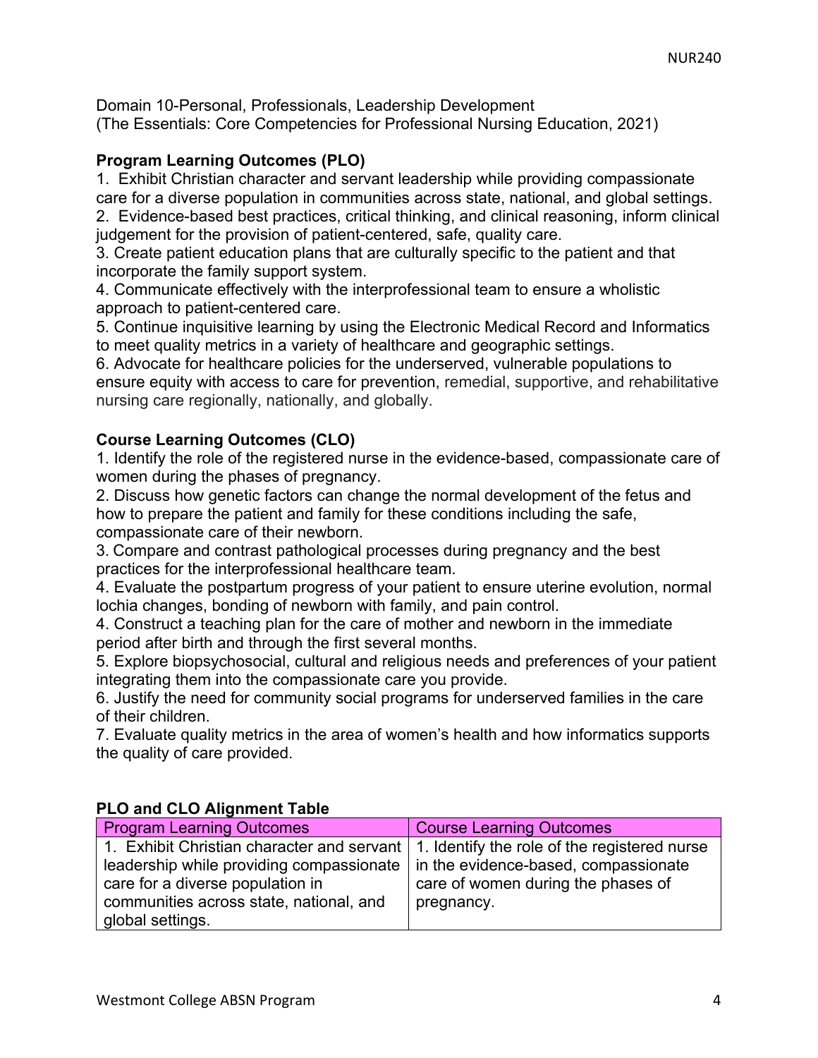Domain 10-Personal, Professionals, Leadership Development
(The Essentials: Core Competencies for Professional Nursing Education, 2021)

### Program Learning Outcomes (PLO)

1. Exhibit Christian character and servant leadership while providing compassionate care for a diverse population in communities across state, national, and global settings.
2. Evidence-based best practices, critical thinking, and clinical reasoning, inform clinical judgement for the provision of patient-centered, safe, quality care.
3. Create patient education plans that are culturally specific to the patient and that incorporate the family support system.
4. Communicate effectively with the interprofessional team to ensure a wholistic approach to patient-centered care.
5. Continue inquisitive learning by using the Electronic Medical Record and Informatics to meet quality metrics in a variety of healthcare and geographic settings.
6. Advocate for healthcare policies for the underserved, vulnerable populations to ensure equity with access to care for prevention, remedial, supportive, and rehabilitative nursing care regionally, nationally, and globally.

### Course Learning Outcomes (CLO)

1. Identify the role of the registered nurse in the evidence-based, compassionate care of women during the phases of pregnancy.
2. Discuss how genetic factors can change the normal development of the fetus and how to prepare the patient and family for these conditions including the safe, compassionate care of their newborn.
3. Compare and contrast pathological processes during pregnancy and the best practices for the interprofessional healthcare team.
4. Evaluate the postpartum progress of your patient to ensure uterine evolution, normal lochia changes, bonding of newborn with family, and pain control.
4. Construct a teaching plan for the care of mother and newborn in the immediate period after birth and through the first several months.
5. Explore biopsychosocial, cultural and religious needs and preferences of your patient integrating them into the compassionate care you provide.
6. Justify the need for community social programs for underserved families in the care of their children.
7. Evaluate quality metrics in the area of women's health and how informatics supports the quality of care provided.

### PLO and CLO Alignment Table

| Program Learning Outcomes | Course Learning Outcomes |
| --- | --- |
| 1. Exhibit Christian character and servant leadership while providing compassionate care for a diverse population in communities across state, national, and global settings. | 1. Identify the role of the registered nurse in the evidence-based, compassionate care of women during the phases of pregnancy. |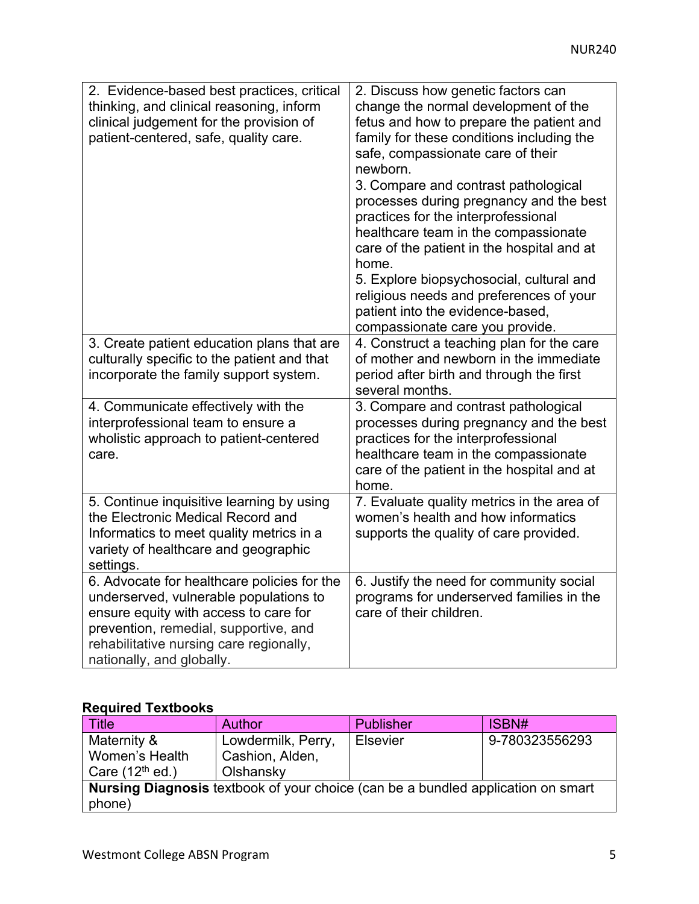| | |
|---|---|
| 2. Evidence-based best practices, critical thinking, and clinical reasoning, inform clinical judgement for the provision of patient-centered, safe, quality care. | 2. Discuss how genetic factors can change the normal development of the fetus and how to prepare the patient and family for these conditions including the safe, compassionate care of their newborn.<br>3. Compare and contrast pathological processes during pregnancy and the best practices for the interprofessional healthcare team in the compassionate care of the patient in the hospital and at home.<br>5. Explore biopsychosocial, cultural and religious needs and preferences of your patient into the evidence-based, compassionate care you provide. |
| 3. Create patient education plans that are culturally specific to the patient and that incorporate the family support system. | 4. Construct a teaching plan for the care of mother and newborn in the immediate period after birth and through the first several months. |
| 4. Communicate effectively with the interprofessional team to ensure a wholistic approach to patient-centered care. | 3. Compare and contrast pathological processes during pregnancy and the best practices for the interprofessional healthcare team in the compassionate care of the patient in the hospital and at home. |
| 5. Continue inquisitive learning by using the Electronic Medical Record and Informatics to meet quality metrics in a variety of healthcare and geographic settings. | 7. Evaluate quality metrics in the area of women's health and how informatics supports the quality of care provided. |
| 6. Advocate for healthcare policies for the underserved, vulnerable populations to ensure equity with access to care for prevention, remedial, supportive, and rehabilitative nursing care regionally, nationally, and globally. | 6. Justify the need for community social programs for underserved families in the care of their children. |

### Required Textbooks

| Title | Author | Publisher | ISBN# |
|---|---|---|---|
| Maternity & Women's Health Care (12th ed.) | Lowdermilk, Perry, Cashion, Alden, Olshansky | Elsevier | 9-780323556293 |
| **Nursing Diagnosis** textbook of your choice (can be a bundled application on smart phone) | | | |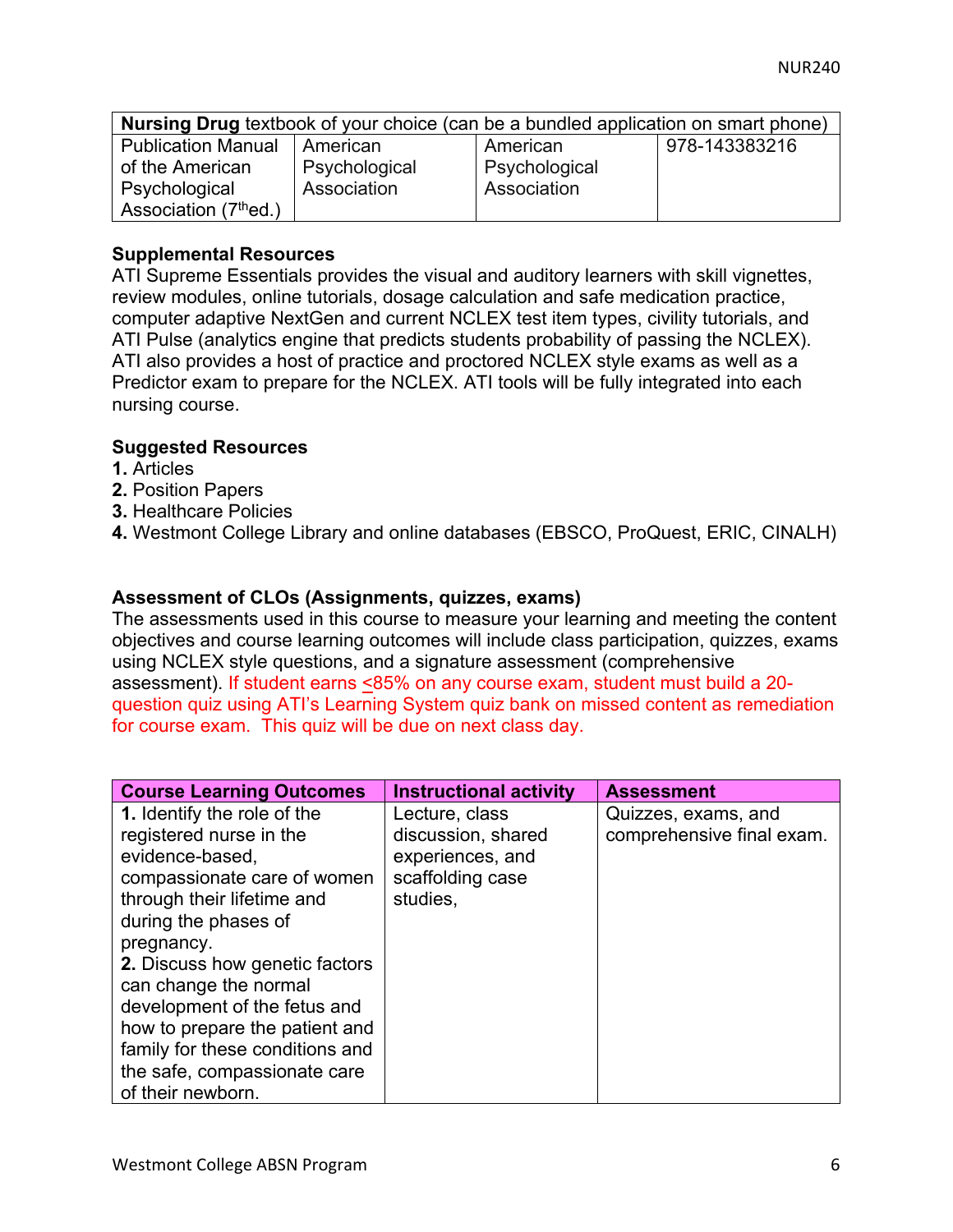| **Nursing Drug** textbook of your choice (can be a bundled application on smart phone) | | | |
|---|---|---|---|
| Publication Manual of the American Psychological Association (7th ed.) | American Psychological Association | American Psychological Association | 978-143383216 |

### Supplemental Resources

ATI Supreme Essentials provides the visual and auditory learners with skill vignettes, review modules, online tutorials, dosage calculation and safe medication practice, computer adaptive NextGen and current NCLEX test item types, civility tutorials, and ATI Pulse (analytics engine that predicts students probability of passing the NCLEX). ATI also provides a host of practice and proctored NCLEX style exams as well as a Predictor exam to prepare for the NCLEX. ATI tools will be fully integrated into each nursing course.

### Suggested Resources

1. Articles
2. Position Papers
3. Healthcare Policies
4. Westmont College Library and online databases (EBSCO, ProQuest, ERIC, CINALH)

### Assessment of CLOs (Assignments, quizzes, exams)

The assessments used in this course to measure your learning and meeting the content objectives and course learning outcomes will include class participation, quizzes, exams using NCLEX style questions, and a signature assessment (comprehensive assessment). If student earns ≤85% on any course exam, student must build a 20-question quiz using ATI's Learning System quiz bank on missed content as remediation for course exam. This quiz will be due on next class day.

| Course Learning Outcomes | Instructional activity | Assessment |
|---|---|---|
| **1.** Identify the role of the registered nurse in the evidence-based, compassionate care of women through their lifetime and during the phases of pregnancy.<br>**2.** Discuss how genetic factors can change the normal development of the fetus and how to prepare the patient and family for these conditions and the safe, compassionate care of their newborn. | Lecture, class discussion, shared experiences, and scaffolding case studies, | Quizzes, exams, and comprehensive final exam. |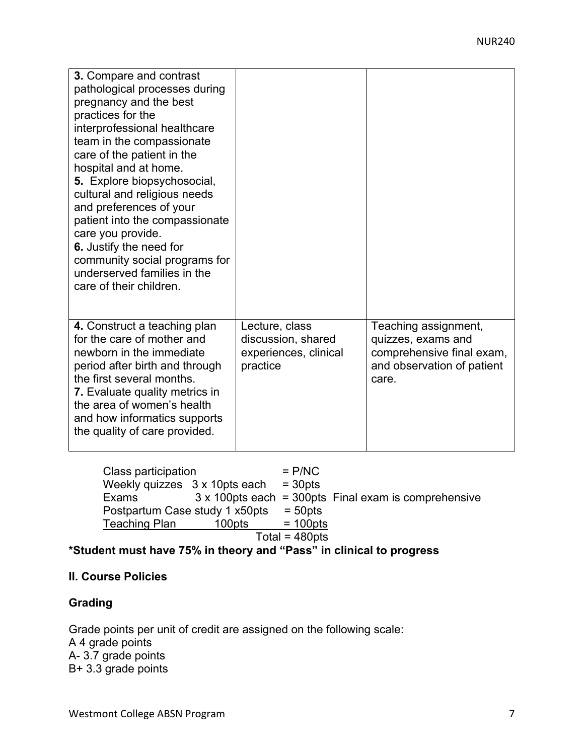| | | |
|---|---|---|
| **3.** Compare and contrast pathological processes during pregnancy and the best practices for the interprofessional healthcare team in the compassionate care of the patient in the hospital and at home.<br>**5.** Explore biopsychosocial, cultural and religious needs and preferences of your patient into the compassionate care you provide.<br>**6.** Justify the need for community social programs for underserved families in the care of their children. | | |
| **4.** Construct a teaching plan for the care of mother and newborn in the immediate period after birth and through the first several months.<br>**7.** Evaluate quality metrics in the area of women's health and how informatics supports the quality of care provided. | Lecture, class discussion, shared experiences, clinical practice | Teaching assignment, quizzes, exams and comprehensive final exam, and observation of patient care. |

Class participation = P/NC
Weekly quizzes 3 x 10pts each = 30pts
Exams 3 x 100pts each = 300pts Final exam is comprehensive
Postpartum Case study 1 x50pts = 50pts
Teaching Plan 100pts = 100pts
Total = 480pts

**\*Student must have 75% in theory and "Pass" in clinical to progress**

## II. Course Policies

### Grading

Grade points per unit of credit are assigned on the following scale:
A 4 grade points
A- 3.7 grade points
B+ 3.3 grade points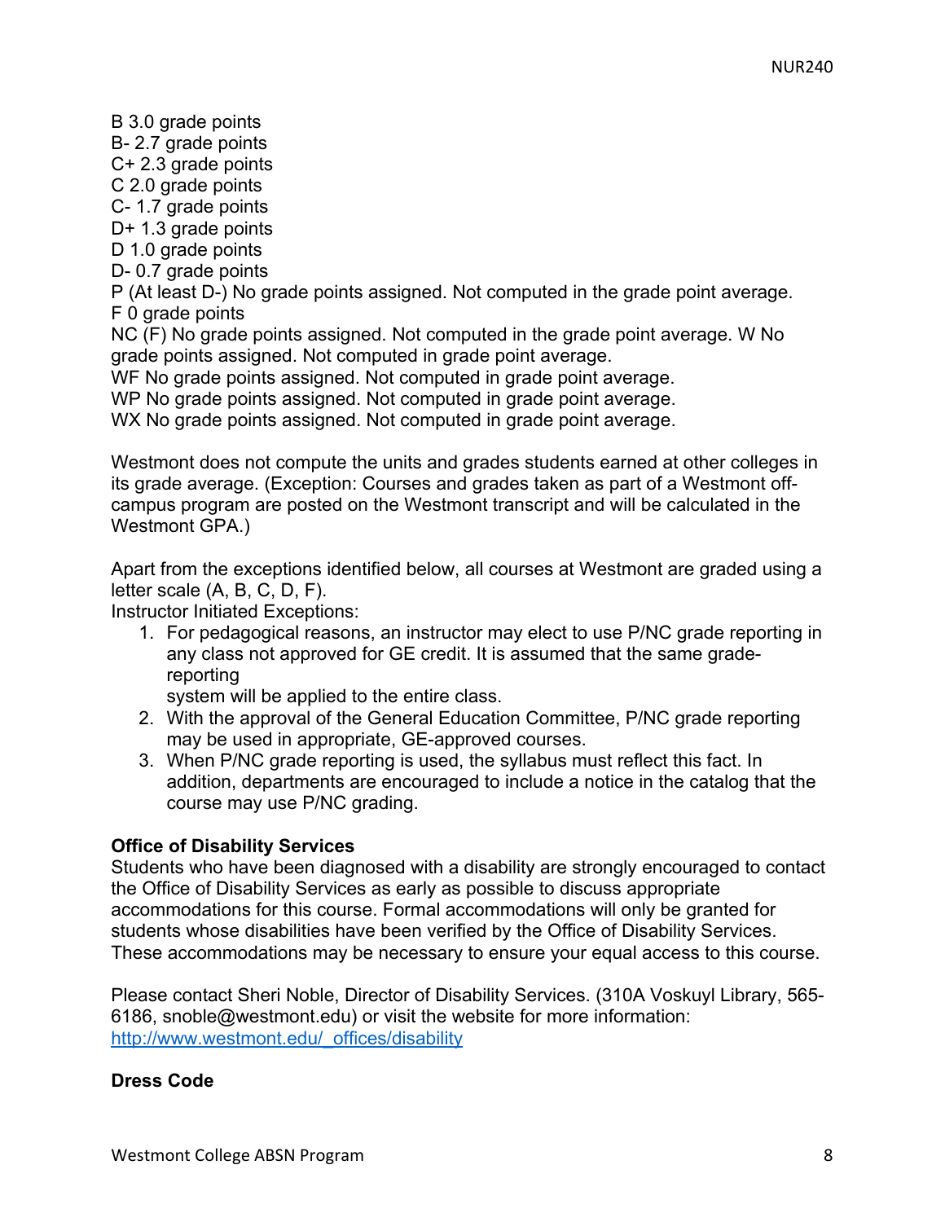B 3.0 grade points  
B- 2.7 grade points  
C+ 2.3 grade points  
C 2.0 grade points  
C- 1.7 grade points  
D+ 1.3 grade points  
D 1.0 grade points  
D- 0.7 grade points  
P (At least D-) No grade points assigned. Not computed in the grade point average.  
F 0 grade points  
NC (F) No grade points assigned. Not computed in the grade point average. W No grade points assigned. Not computed in grade point average.  
WF No grade points assigned. Not computed in grade point average.  
WP No grade points assigned. Not computed in grade point average.  
WX No grade points assigned. Not computed in grade point average.

Westmont does not compute the units and grades students earned at other colleges in its grade average. (Exception: Courses and grades taken as part of a Westmont off-campus program are posted on the Westmont transcript and will be calculated in the Westmont GPA.)

Apart from the exceptions identified below, all courses at Westmont are graded using a letter scale (A, B, C, D, F).  
Instructor Initiated Exceptions:

1. For pedagogical reasons, an instructor may elect to use P/NC grade reporting in any class not approved for GE credit. It is assumed that the same grade-reporting system will be applied to the entire class.
2. With the approval of the General Education Committee, P/NC grade reporting may be used in appropriate, GE-approved courses.
3. When P/NC grade reporting is used, the syllabus must reflect this fact. In addition, departments are encouraged to include a notice in the catalog that the course may use P/NC grading.

**Office of Disability Services**  
Students who have been diagnosed with a disability are strongly encouraged to contact the Office of Disability Services as early as possible to discuss appropriate accommodations for this course. Formal accommodations will only be granted for students whose disabilities have been verified by the Office of Disability Services. These accommodations may be necessary to ensure your equal access to this course.

Please contact Sheri Noble, Director of Disability Services. (310A Voskuyl Library, 565-6186, snoble@westmont.edu) or visit the website for more information: http://www.westmont.edu/_offices/disability

**Dress Code**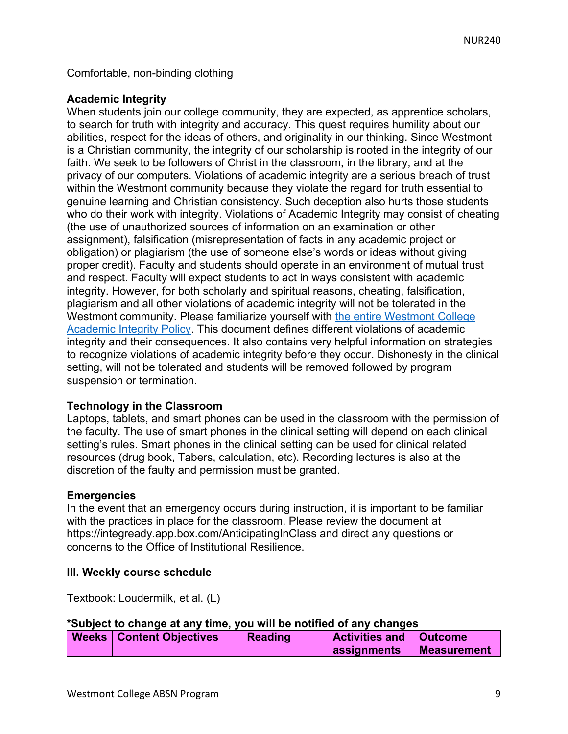Comfortable, non-binding clothing

**Academic Integrity**

When students join our college community, they are expected, as apprentice scholars, to search for truth with integrity and accuracy. This quest requires humility about our abilities, respect for the ideas of others, and originality in our thinking. Since Westmont is a Christian community, the integrity of our scholarship is rooted in the integrity of our faith. We seek to be followers of Christ in the classroom, in the library, and at the privacy of our computers. Violations of academic integrity are a serious breach of trust within the Westmont community because they violate the regard for truth essential to genuine learning and Christian consistency. Such deception also hurts those students who do their work with integrity. Violations of Academic Integrity may consist of cheating (the use of unauthorized sources of information on an examination or other assignment), falsification (misrepresentation of facts in any academic project or obligation) or plagiarism (the use of someone else's words or ideas without giving proper credit). Faculty and students should operate in an environment of mutual trust and respect. Faculty will expect students to act in ways consistent with academic integrity. However, for both scholarly and spiritual reasons, cheating, falsification, plagiarism and all other violations of academic integrity will not be tolerated in the Westmont community. Please familiarize yourself with the entire Westmont College Academic Integrity Policy. This document defines different violations of academic integrity and their consequences. It also contains very helpful information on strategies to recognize violations of academic integrity before they occur. Dishonesty in the clinical setting, will not be tolerated and students will be removed followed by program suspension or termination.

**Technology in the Classroom**

Laptops, tablets, and smart phones can be used in the classroom with the permission of the faculty. The use of smart phones in the clinical setting will depend on each clinical setting's rules. Smart phones in the clinical setting can be used for clinical related resources (drug book, Tabers, calculation, etc). Recording lectures is also at the discretion of the faulty and permission must be granted.

**Emergencies**

In the event that an emergency occurs during instruction, it is important to be familiar with the practices in place for the classroom. Please review the document at https://integready.app.box.com/AnticipatingInClass and direct any questions or concerns to the Office of Institutional Resilience.

**III. Weekly course schedule**

Textbook: Loudermilk, et al. (L)

**\*Subject to change at any time, you will be notified of any changes**

| Weeks | Content Objectives | Reading | Activities and assignments | Outcome Measurement |
|---|---|---|---|---|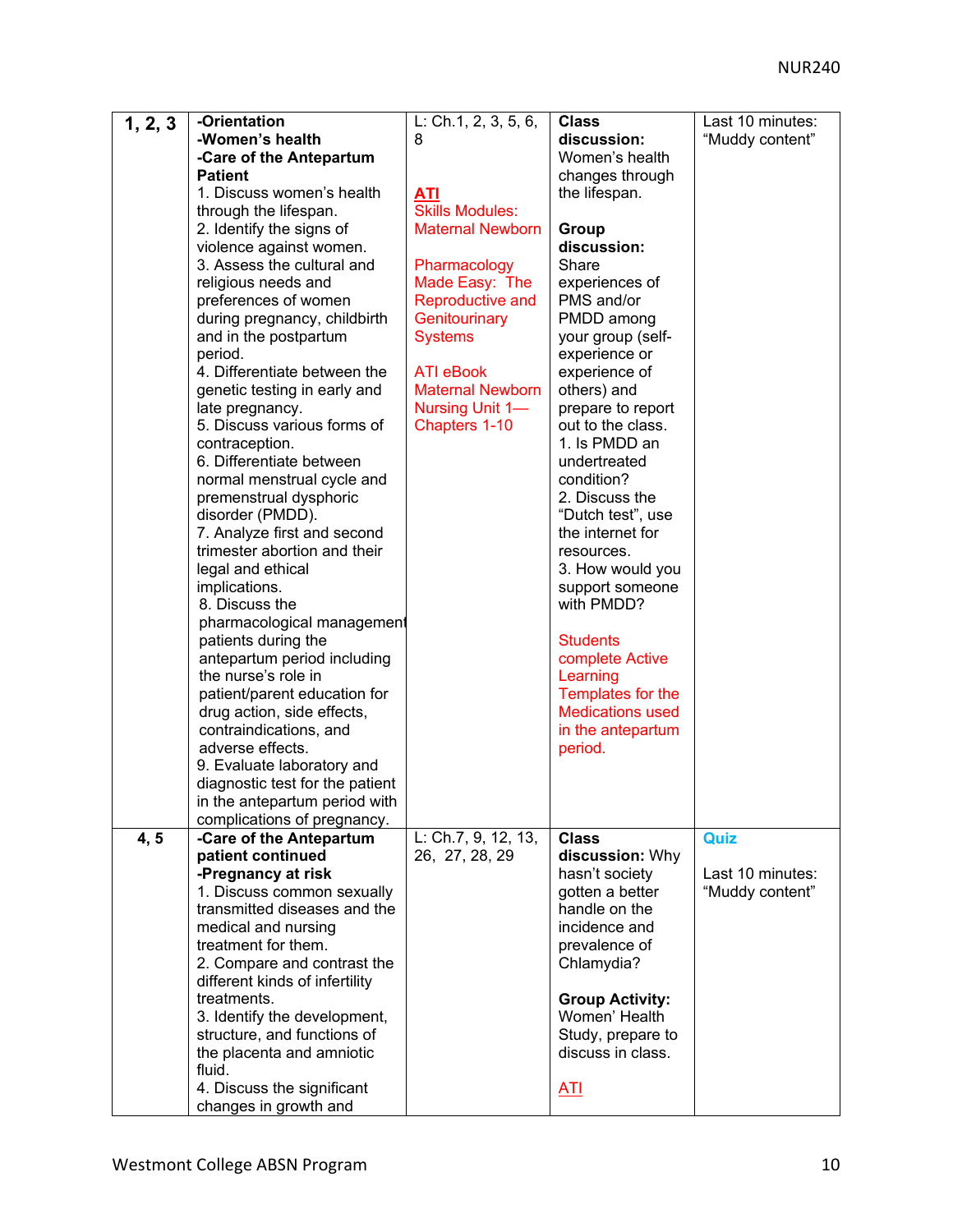| | | | | |
|---|---|---|---|---|
| **1, 2, 3** | **-Orientation**<br>**-Women's health**<br>**-Care of the Antepartum Patient**<br>1. Discuss women's health through the lifespan.<br>2. Identify the signs of violence against women.<br>3. Assess the cultural and religious needs and preferences of women during pregnancy, childbirth and in the postpartum period.<br>4. Differentiate between the genetic testing in early and late pregnancy.<br>5. Discuss various forms of contraception.<br>6. Differentiate between normal menstrual cycle and premenstrual dysphoric disorder (PMDD).<br>7. Analyze first and second trimester abortion and their legal and ethical implications.<br>8. Discuss the pharmacological management patients during the antepartum period including the nurse's role in patient/parent education for drug action, side effects, contraindications, and adverse effects.<br>9. Evaluate laboratory and diagnostic test for the patient in the antepartum period with complications of pregnancy. | L: Ch.1, 2, 3, 5, 6, 8<br><br>**ATI**<br>Skills Modules: Maternal Newborn<br><br>Pharmacology Made Easy: The Reproductive and Genitourinary Systems<br><br>ATI eBook Maternal Newborn Nursing Unit 1—Chapters 1-10 | **Class discussion:** Women's health changes through the lifespan.<br><br>**Group discussion:** Share experiences of PMS and/or PMDD among your group (self-experience or experience of others) and prepare to report out to the class.<br>1. Is PMDD an undertreated condition?<br>2. Discuss the "Dutch test", use the internet for resources.<br>3. How would you support someone with PMDD?<br><br>Students complete Active Learning Templates for the Medications used in the antepartum period. | Last 10 minutes: "Muddy content" |
| **4, 5** | **-Care of the Antepartum patient continued**<br>**-Pregnancy at risk**<br>1. Discuss common sexually transmitted diseases and the medical and nursing treatment for them.<br>2. Compare and contrast the different kinds of infertility treatments.<br>3. Identify the development, structure, and functions of the placenta and amniotic fluid.<br>4. Discuss the significant changes in growth and | L: Ch.7, 9, 12, 13, 26, 27, 28, 29 | **Class discussion:** Why hasn't society gotten a better handle on the incidence and prevalence of Chlamydia?<br><br>**Group Activity:** Women' Health Study, prepare to discuss in class.<br><br>ATI | **Quiz**<br><br>Last 10 minutes: "Muddy content" |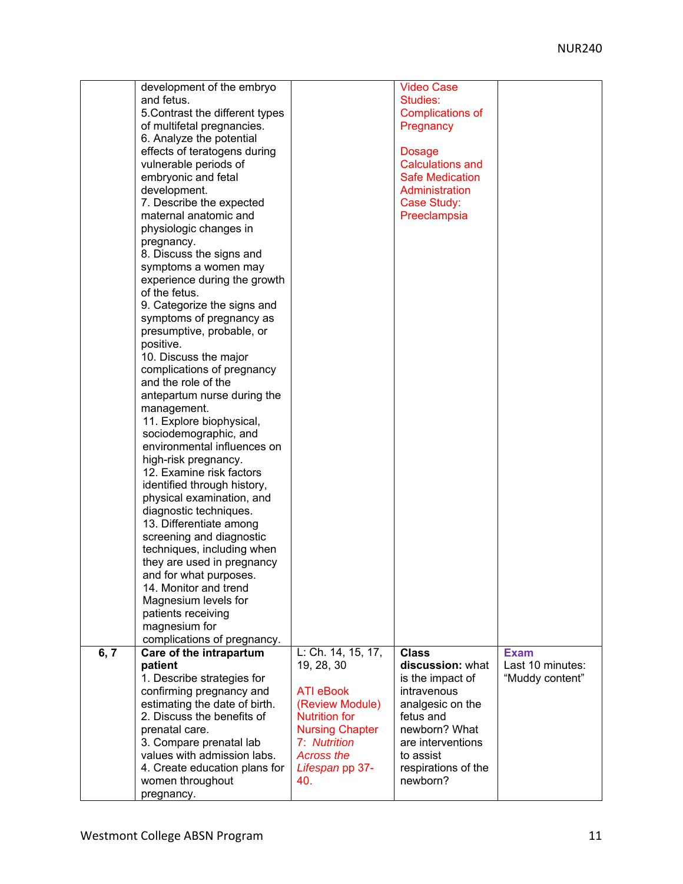| | | | | |
|---|---|---|---|---|
| | development of the embryo and fetus.<br>5.Contrast the different types of multifetal pregnancies.<br>6. Analyze the potential effects of teratogens during vulnerable periods of embryonic and fetal development.<br>7. Describe the expected maternal anatomic and physiologic changes in pregnancy.<br>8. Discuss the signs and symptoms a women may experience during the growth of the fetus.<br>9. Categorize the signs and symptoms of pregnancy as presumptive, probable, or positive.<br>10. Discuss the major complications of pregnancy and the role of the antepartum nurse during the management.<br>11. Explore biophysical, sociodemographic, and environmental influences on high-risk pregnancy.<br>12. Examine risk factors identified through history, physical examination, and diagnostic techniques.<br>13. Differentiate among screening and diagnostic techniques, including when they are used in pregnancy and for what purposes.<br>14. Monitor and trend Magnesium levels for patients receiving magnesium for complications of pregnancy. | | Video Case Studies: Complications of Pregnancy<br><br>Dosage Calculations and Safe Medication Administration Case Study: Preeclampsia | |
| **6, 7** | **Care of the intrapartum patient**<br>1. Describe strategies for confirming pregnancy and estimating the date of birth.<br>2. Discuss the benefits of prenatal care.<br>3. Compare prenatal lab values with admission labs.<br>4. Create education plans for women throughout pregnancy. | L: Ch. 14, 15, 17, 19, 28, 30<br><br>ATI eBook (Review Module) Nutrition for Nursing Chapter *7: Nutrition Across the Lifespan* pp 37-40. | **Class discussion:** what is the impact of intravenous analgesic on the fetus and newborn? What are interventions to assist respirations of the newborn? | **Exam**<br>Last 10 minutes: "Muddy content" |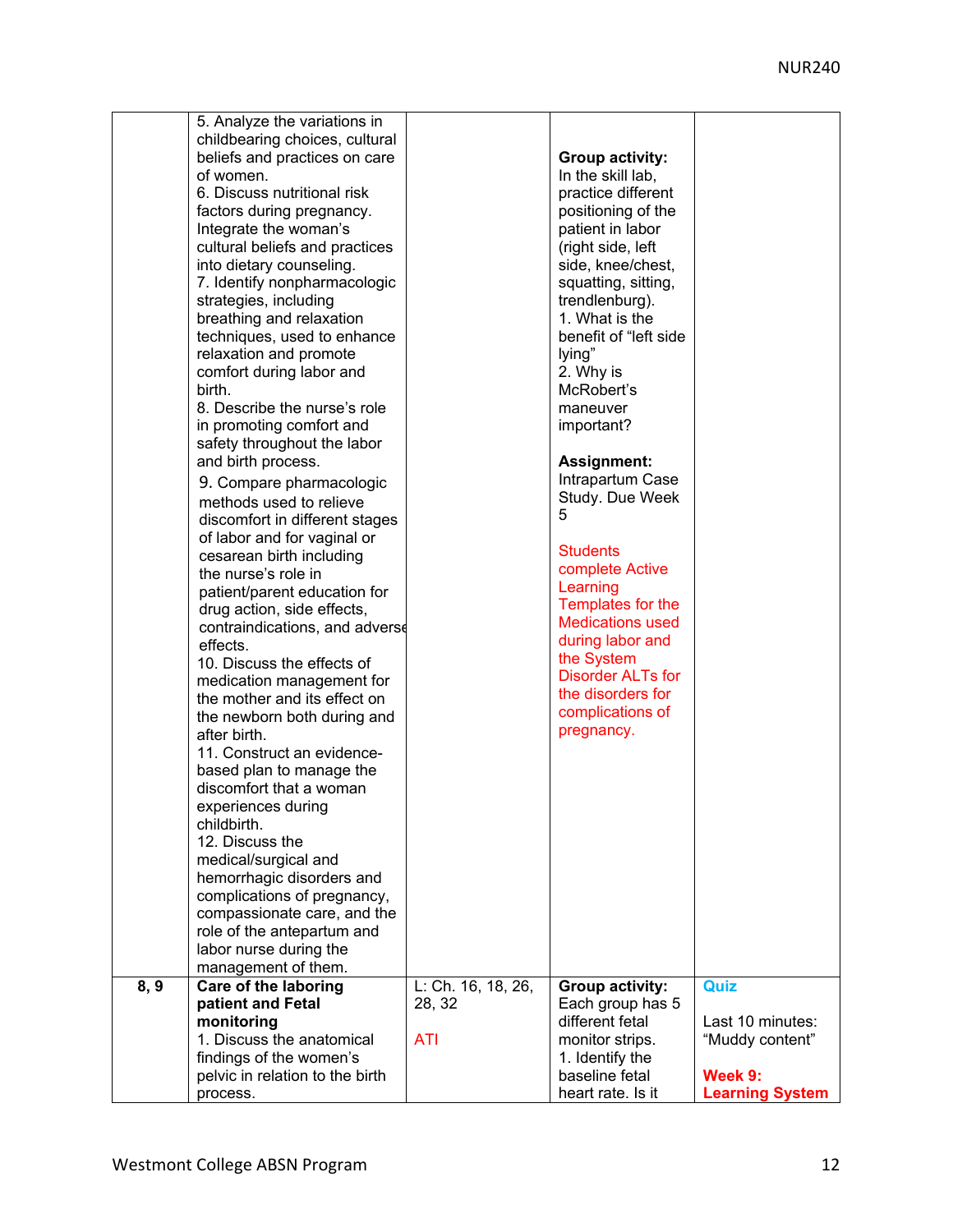| | | | | |
|---|---|---|---|---|
| | 5. Analyze the variations in childbearing choices, cultural beliefs and practices on care of women.<br>6. Discuss nutritional risk factors during pregnancy. Integrate the woman's cultural beliefs and practices into dietary counseling.<br>7. Identify nonpharmacologic strategies, including breathing and relaxation techniques, used to enhance relaxation and promote comfort during labor and birth.<br>8. Describe the nurse's role in promoting comfort and safety throughout the labor and birth process.<br>9. Compare pharmacologic methods used to relieve discomfort in different stages of labor and for vaginal or cesarean birth including the nurse's role in patient/parent education for drug action, side effects, contraindications, and adverse effects.<br>10. Discuss the effects of medication management for the mother and its effect on the newborn both during and after birth.<br>11. Construct an evidence-based plan to manage the discomfort that a woman experiences during childbirth.<br>12. Discuss the medical/surgical and hemorrhagic disorders and complications of pregnancy, compassionate care, and the role of the antepartum and labor nurse during the management of them. | | **Group activity:** In the skill lab, practice different positioning of the patient in labor (right side, left side, knee/chest, squatting, sitting, trendlenburg).<br>1. What is the benefit of "left side lying"<br>2. Why is McRobert's maneuver important?<br><br>**Assignment:** Intrapartum Case Study. Due Week 5<br><br>Students complete Active Learning Templates for the Medications used during labor and the System Disorder ALTs for the disorders for complications of pregnancy. | |
| **8, 9** | **Care of the laboring patient and Fetal monitoring**<br>1. Discuss the anatomical findings of the women's pelvic in relation to the birth process. | L: Ch. 16, 18, 26, 28, 32<br><br>ATI | **Group activity:** Each group has 5 different fetal monitor strips.<br>1. Identify the baseline fetal heart rate. Is it | **Quiz**<br><br>Last 10 minutes: "Muddy content"<br><br>**Week 9: Learning System** |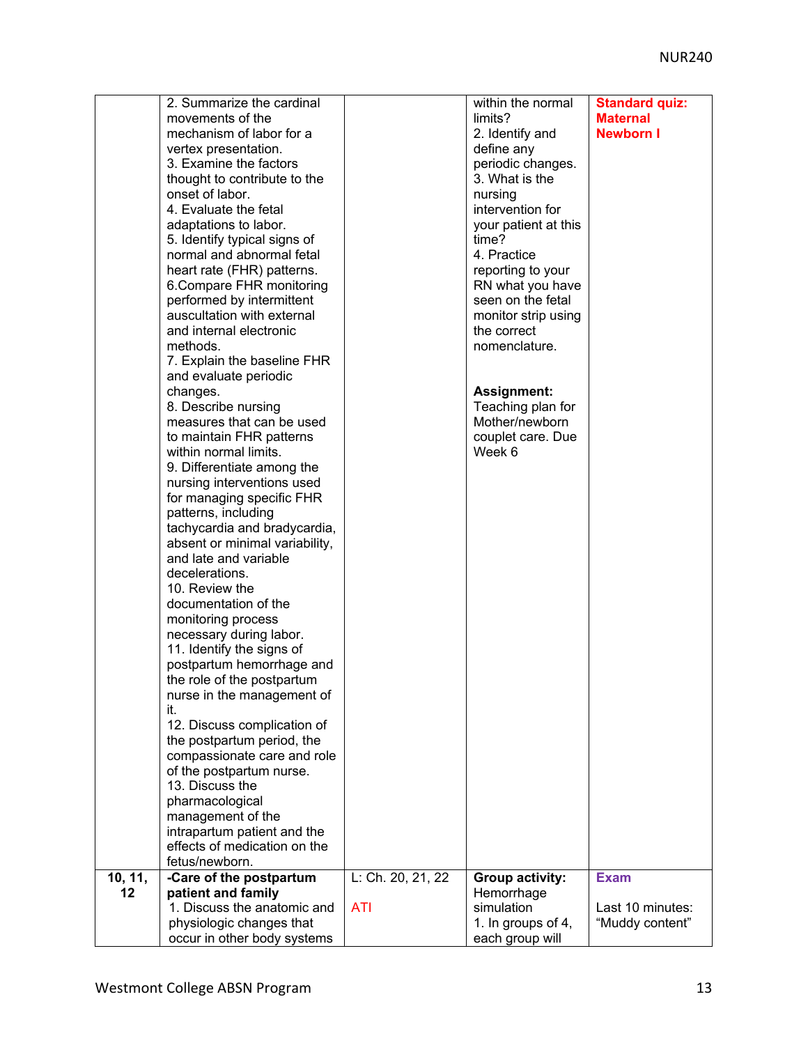| | | | | |
|---|---|---|---|---|
| | 2. Summarize the cardinal movements of the mechanism of labor for a vertex presentation.<br>3. Examine the factors thought to contribute to the onset of labor.<br>4. Evaluate the fetal adaptations to labor.<br>5. Identify typical signs of normal and abnormal fetal heart rate (FHR) patterns.<br>6.Compare FHR monitoring performed by intermittent auscultation with external and internal electronic methods.<br>7. Explain the baseline FHR and evaluate periodic changes.<br>8. Describe nursing measures that can be used to maintain FHR patterns within normal limits.<br>9. Differentiate among the nursing interventions used for managing specific FHR patterns, including tachycardia and bradycardia, absent or minimal variability, and late and variable decelerations.<br>10. Review the documentation of the monitoring process necessary during labor.<br>11. Identify the signs of postpartum hemorrhage and the role of the postpartum nurse in the management of it.<br>12. Discuss complication of the postpartum period, the compassionate care and role of the postpartum nurse.<br>13. Discuss the pharmacological management of the intrapartum patient and the effects of medication on the fetus/newborn. | | within the normal limits?<br>2. Identify and define any periodic changes.<br>3. What is the nursing intervention for your patient at this time?<br>4. Practice reporting to your RN what you have seen on the fetal monitor strip using the correct nomenclature.<br><br>**Assignment:** Teaching plan for Mother/newborn couplet care. Due Week 6 | **Standard quiz: Maternal Newborn I** |
| **10, 11, 12** | **-Care of the postpartum patient and family**<br>1. Discuss the anatomic and physiologic changes that occur in other body systems | L: Ch. 20, 21, 22<br><br>ATI | **Group activity:** Hemorrhage simulation<br>1. In groups of 4, each group will | **Exam**<br><br>Last 10 minutes: "Muddy content" |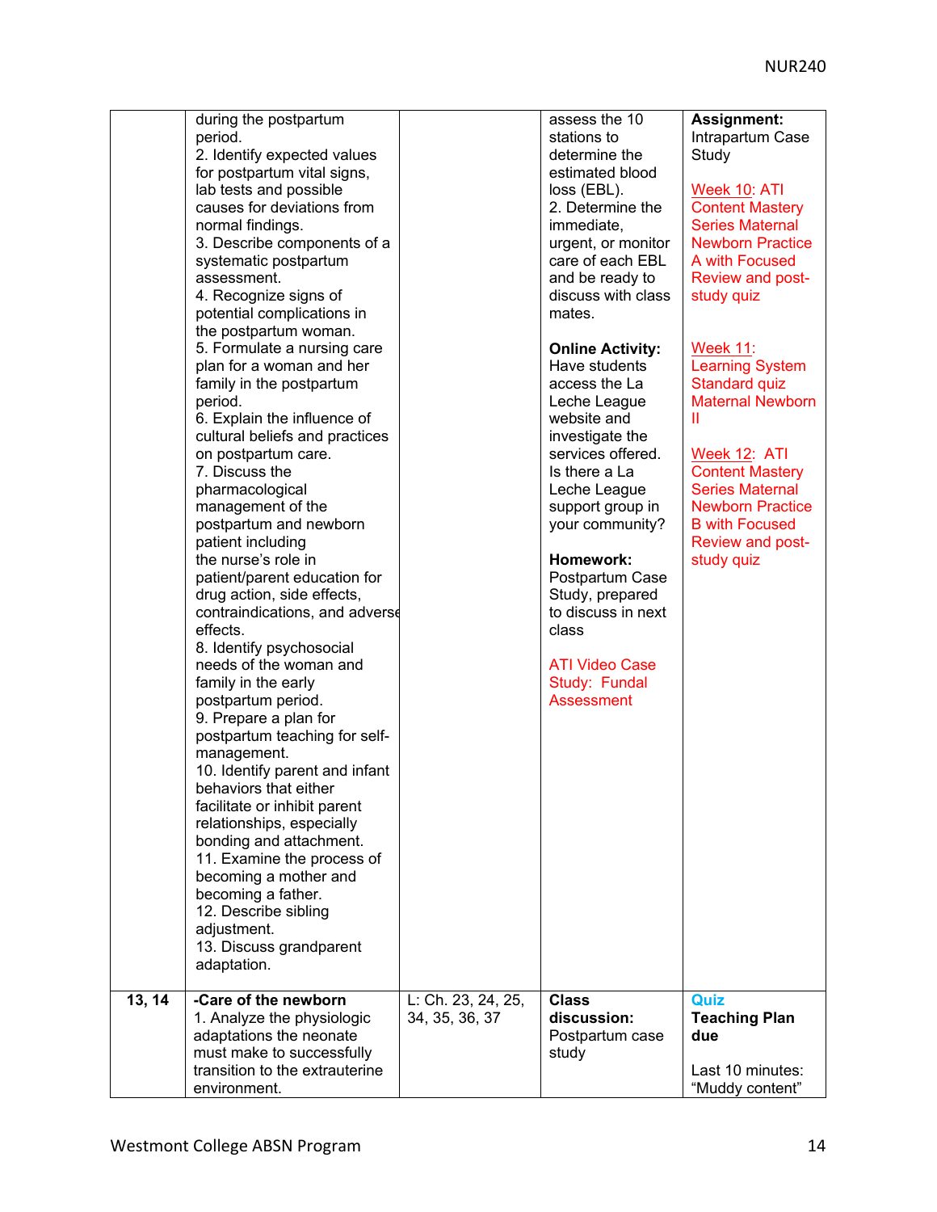| | | | | |
|---|---|---|---|---|
| | during the postpartum period.<br>2. Identify expected values for postpartum vital signs, lab tests and possible causes for deviations from normal findings.<br>3. Describe components of a systematic postpartum assessment.<br>4. Recognize signs of potential complications in the postpartum woman.<br>5. Formulate a nursing care plan for a woman and her family in the postpartum period.<br>6. Explain the influence of cultural beliefs and practices on postpartum care.<br>7. Discuss the pharmacological management of the postpartum and newborn patient including the nurse's role in patient/parent education for drug action, side effects, contraindications, and adverse effects.<br>8. Identify psychosocial needs of the woman and family in the early postpartum period.<br>9. Prepare a plan for postpartum teaching for self-management.<br>10. Identify parent and infant behaviors that either facilitate or inhibit parent relationships, especially bonding and attachment.<br>11. Examine the process of becoming a mother and becoming a father.<br>12. Describe sibling adjustment.<br>13. Discuss grandparent adaptation. | | assess the 10 stations to determine the estimated blood loss (EBL).<br>2. Determine the immediate, urgent, or monitor care of each EBL and be ready to discuss with class mates.<br><br>**Online Activity:** Have students access the La Leche League website and investigate the services offered. Is there a La Leche League support group in your community?<br><br>**Homework:** Postpartum Case Study, prepared to discuss in next class<br><br>ATI Video Case Study: Fundal Assessment | **Assignment:** Intrapartum Case Study<br><br>Week 10: ATI Content Mastery Series Maternal Newborn Practice A with Focused Review and post-study quiz<br><br>Week 11: Learning System Standard quiz Maternal Newborn II<br><br>Week 12: ATI Content Mastery Series Maternal Newborn Practice B with Focused Review and post-study quiz |
| **13, 14** | **-Care of the newborn**<br>1. Analyze the physiologic adaptations the neonate must make to successfully transition to the extrauterine environment. | L: Ch. 23, 24, 25, 34, 35, 36, 37 | **Class discussion:** Postpartum case study | Quiz<br>**Teaching Plan due**<br><br>Last 10 minutes: "Muddy content" |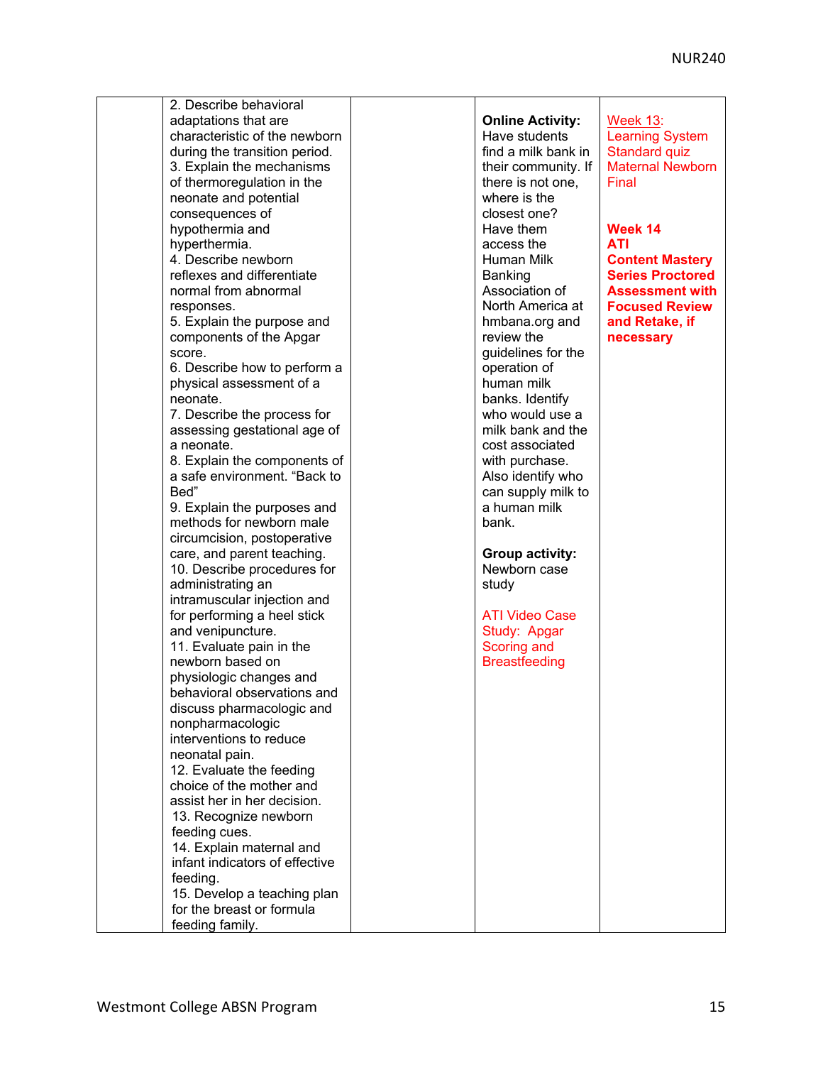| | | | | |
|---|---|---|---|---|
| | 2. Describe behavioral adaptations that are characteristic of the newborn during the transition period.<br>3. Explain the mechanisms of thermoregulation in the neonate and potential consequences of hypothermia and hyperthermia.<br>4. Describe newborn reflexes and differentiate normal from abnormal responses.<br>5. Explain the purpose and components of the Apgar score.<br>6. Describe how to perform a physical assessment of a neonate.<br>7. Describe the process for assessing gestational age of a neonate.<br>8. Explain the components of a safe environment. "Back to Bed"<br>9. Explain the purposes and methods for newborn male circumcision, postoperative care, and parent teaching.<br>10. Describe procedures for administrating an intramuscular injection and for performing a heel stick and venipuncture.<br>11. Evaluate pain in the newborn based on physiologic changes and behavioral observations and discuss pharmacologic and nonpharmacologic interventions to reduce neonatal pain.<br>12. Evaluate the feeding choice of the mother and assist her in her decision.<br>13. Recognize newborn feeding cues.<br>14. Explain maternal and infant indicators of effective feeding.<br>15. Develop a teaching plan for the breast or formula feeding family. | | **Online Activity:** Have students find a milk bank in their community. If there is not one, where is the closest one? Have them access the Human Milk Banking Association of North America at hmbana.org and review the guidelines for the operation of human milk banks. Identify who would use a milk bank and the cost associated with purchase. Also identify who can supply milk to a human milk bank.<br><br>**Group activity:** Newborn case study<br><br>ATI Video Case Study: Apgar Scoring and Breastfeeding | Week 13: Learning System Standard quiz Maternal Newborn Final<br><br>**Week 14 ATI Content Mastery Series Proctored Assessment with Focused Review and Retake, if necessary** |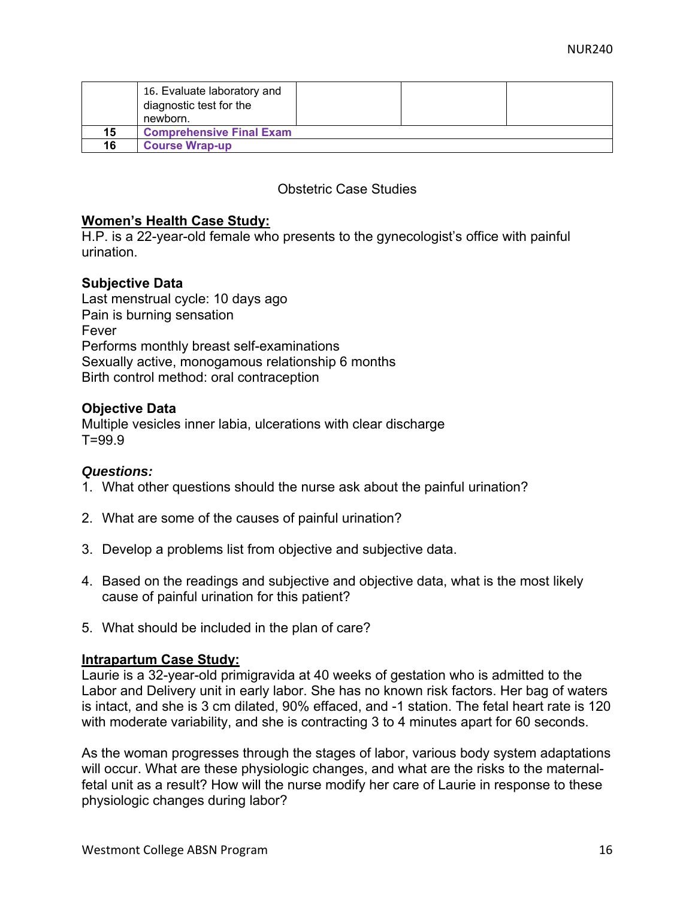| | | | | |
|---|---|---|---|---|
| | 16. Evaluate laboratory and diagnostic test for the newborn. | | | |
| 15 | **Comprehensive Final Exam** | | | |
| 16 | **Course Wrap-up** | | | |

Obstetric Case Studies

**Women's Health Case Study:**

H.P. is a 22-year-old female who presents to the gynecologist's office with painful urination.

**Subjective Data**

Last menstrual cycle: 10 days ago
Pain is burning sensation
Fever
Performs monthly breast self-examinations
Sexually active, monogamous relationship 6 months
Birth control method: oral contraception

**Objective Data**

Multiple vesicles inner labia, ulcerations with clear discharge
T=99.9

***Questions:***

1. What other questions should the nurse ask about the painful urination?
2. What are some of the causes of painful urination?
3. Develop a problems list from objective and subjective data.
4. Based on the readings and subjective and objective data, what is the most likely cause of painful urination for this patient?
5. What should be included in the plan of care?

**Intrapartum Case Study:**

Laurie is a 32-year-old primigravida at 40 weeks of gestation who is admitted to the Labor and Delivery unit in early labor. She has no known risk factors. Her bag of waters is intact, and she is 3 cm dilated, 90% effaced, and -1 station. The fetal heart rate is 120 with moderate variability, and she is contracting 3 to 4 minutes apart for 60 seconds.

As the woman progresses through the stages of labor, various body system adaptations will occur. What are these physiologic changes, and what are the risks to the maternal-fetal unit as a result? How will the nurse modify her care of Laurie in response to these physiologic changes during labor?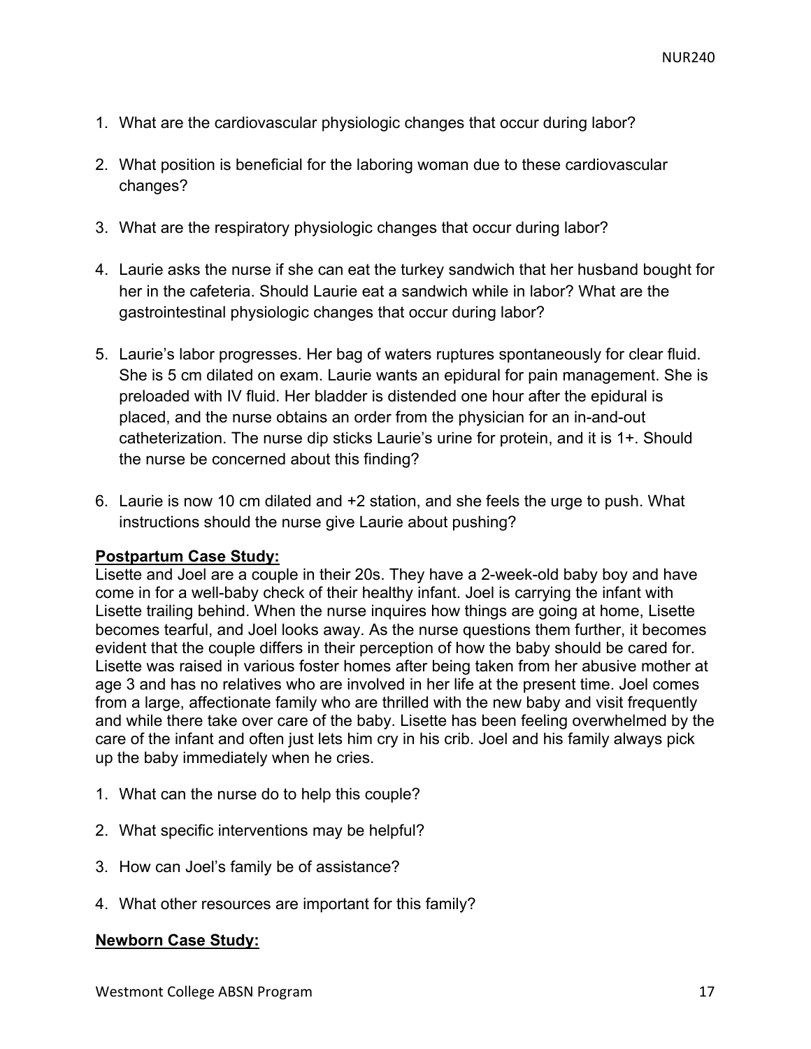1. What are the cardiovascular physiologic changes that occur during labor?

2. What position is beneficial for the laboring woman due to these cardiovascular changes?

3. What are the respiratory physiologic changes that occur during labor?

4. Laurie asks the nurse if she can eat the turkey sandwich that her husband bought for her in the cafeteria. Should Laurie eat a sandwich while in labor? What are the gastrointestinal physiologic changes that occur during labor?

5. Laurie's labor progresses. Her bag of waters ruptures spontaneously for clear fluid. She is 5 cm dilated on exam. Laurie wants an epidural for pain management. She is preloaded with IV fluid. Her bladder is distended one hour after the epidural is placed, and the nurse obtains an order from the physician for an in-and-out catheterization. The nurse dip sticks Laurie's urine for protein, and it is 1+. Should the nurse be concerned about this finding?

6. Laurie is now 10 cm dilated and +2 station, and she feels the urge to push. What instructions should the nurse give Laurie about pushing?

**Postpartum Case Study:**

Lisette and Joel are a couple in their 20s. They have a 2-week-old baby boy and have come in for a well-baby check of their healthy infant. Joel is carrying the infant with Lisette trailing behind. When the nurse inquires how things are going at home, Lisette becomes tearful, and Joel looks away. As the nurse questions them further, it becomes evident that the couple differs in their perception of how the baby should be cared for. Lisette was raised in various foster homes after being taken from her abusive mother at age 3 and has no relatives who are involved in her life at the present time. Joel comes from a large, affectionate family who are thrilled with the new baby and visit frequently and while there take over care of the baby. Lisette has been feeling overwhelmed by the care of the infant and often just lets him cry in his crib. Joel and his family always pick up the baby immediately when he cries.

1. What can the nurse do to help this couple?

2. What specific interventions may be helpful?

3. How can Joel's family be of assistance?

4. What other resources are important for this family?

**Newborn Case Study:**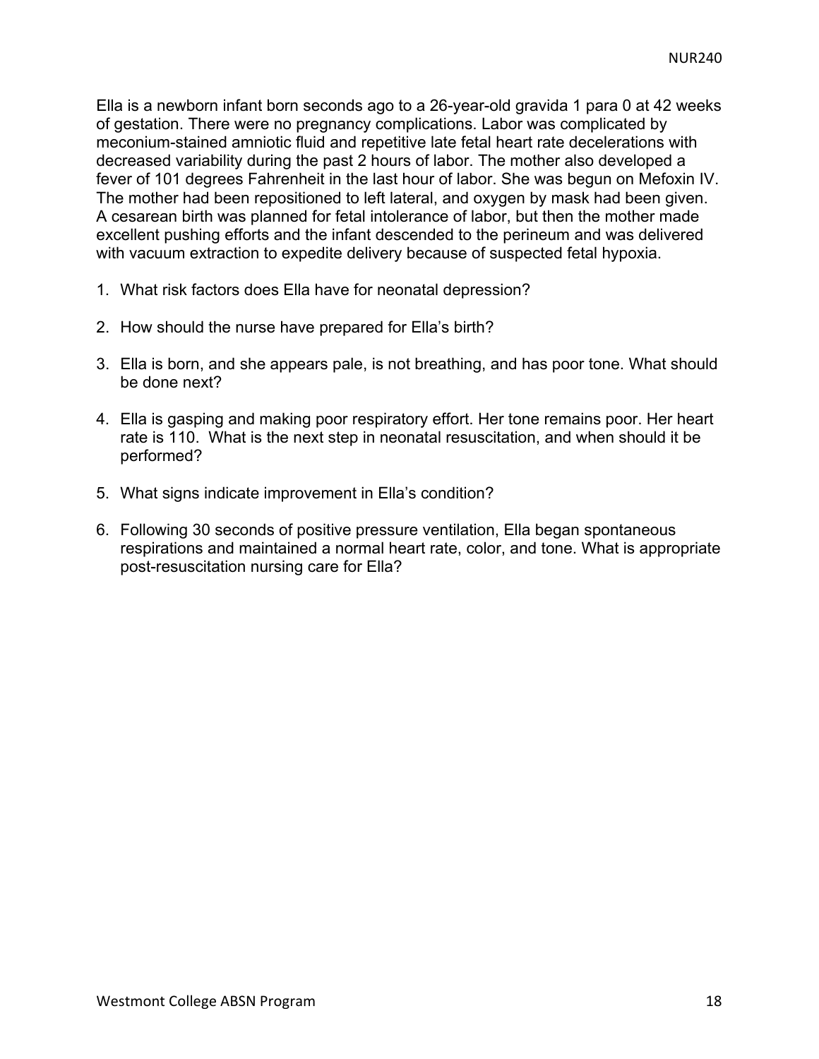Ella is a newborn infant born seconds ago to a 26-year-old gravida 1 para 0 at 42 weeks of gestation. There were no pregnancy complications. Labor was complicated by meconium-stained amniotic fluid and repetitive late fetal heart rate decelerations with decreased variability during the past 2 hours of labor. The mother also developed a fever of 101 degrees Fahrenheit in the last hour of labor. She was begun on Mefoxin IV. The mother had been repositioned to left lateral, and oxygen by mask had been given. A cesarean birth was planned for fetal intolerance of labor, but then the mother made excellent pushing efforts and the infant descended to the perineum and was delivered with vacuum extraction to expedite delivery because of suspected fetal hypoxia.

1. What risk factors does Ella have for neonatal depression?
2. How should the nurse have prepared for Ella's birth?
3. Ella is born, and she appears pale, is not breathing, and has poor tone. What should be done next?
4. Ella is gasping and making poor respiratory effort. Her tone remains poor. Her heart rate is 110. What is the next step in neonatal resuscitation, and when should it be performed?
5. What signs indicate improvement in Ella's condition?
6. Following 30 seconds of positive pressure ventilation, Ella began spontaneous respirations and maintained a normal heart rate, color, and tone. What is appropriate post-resuscitation nursing care for Ella?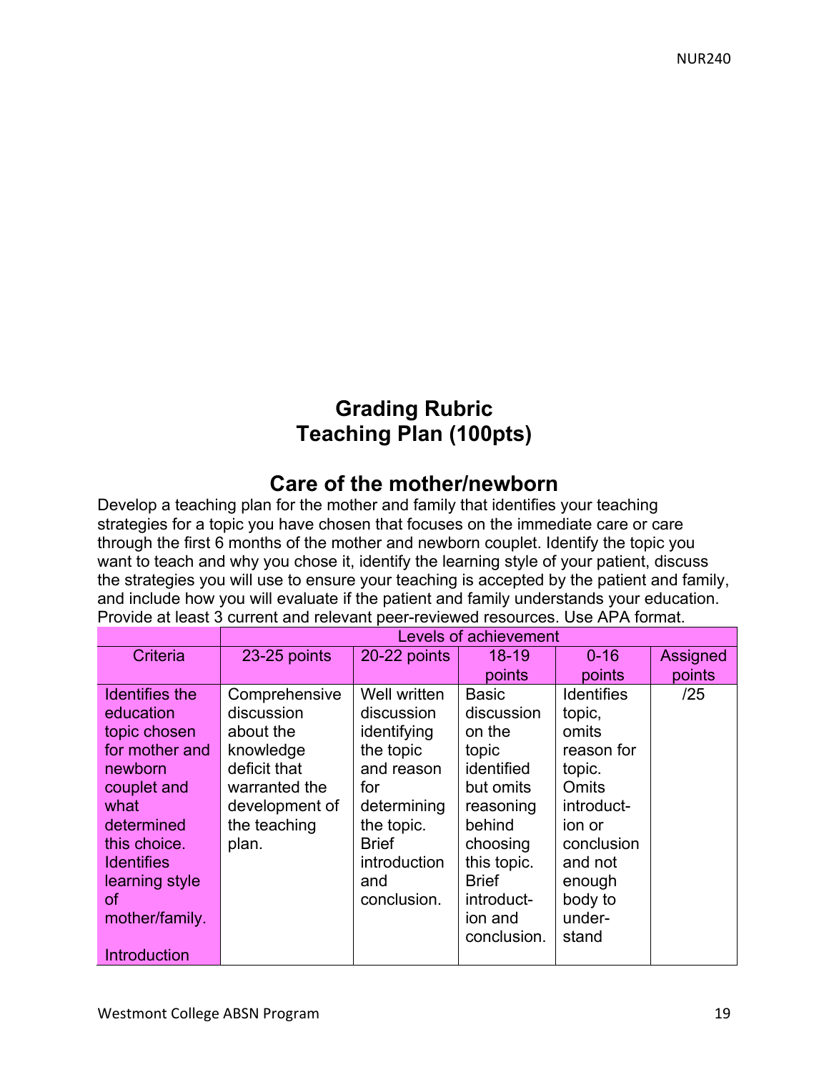# Grading Rubric
# Teaching Plan (100pts)

## Care of the mother/newborn

Develop a teaching plan for the mother and family that identifies your teaching strategies for a topic you have chosen that focuses on the immediate care or care through the first 6 months of the mother and newborn couplet. Identify the topic you want to teach and why you chose it, identify the learning style of your patient, discuss the strategies you will use to ensure your teaching is accepted by the patient and family, and include how you will evaluate if the patient and family understands your education. Provide at least 3 current and relevant peer-reviewed resources. Use APA format.

| | Levels of achievement | | | | |
|---|---|---|---|---|---|
| Criteria | 23-25 points | 20-22 points | 18-19 points | 0-16 points | Assigned points |
| Identifies the education topic chosen for mother and newborn couplet and what determined this choice. Identifies learning style of mother/family. Introduction | Comprehensive discussion about the knowledge deficit that warranted the development of the teaching plan. | Well written discussion identifying the topic and reason for determining the topic. Brief introduction and conclusion. | Basic discussion on the topic identified but omits reasoning behind choosing this topic. Brief introduction and conclusion. | Identifies topic, omits reason for topic. Omits introduction or conclusion and not enough body to understand | /25 |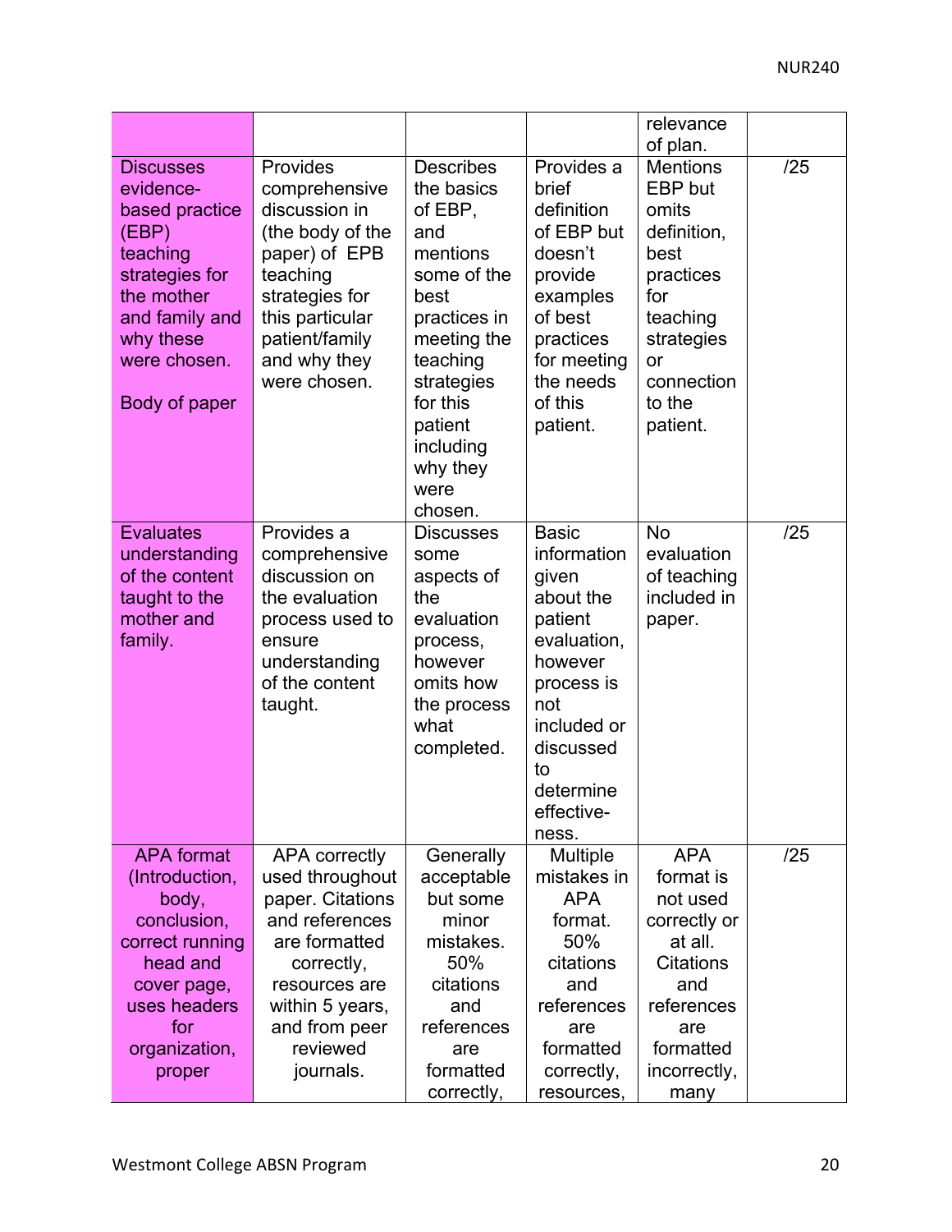| | | | | | |
|---|---|---|---|---|---|
| | | | | relevance of plan. | |
| Discusses evidence-based practice (EBP) teaching strategies for the mother and family and why these were chosen.<br><br>Body of paper | Provides comprehensive discussion in (the body of the paper) of EPB teaching strategies for this particular patient/family and why they were chosen. | Describes the basics of EBP, and mentions some of the best practices in meeting the teaching strategies for this patient including why they were chosen. | Provides a brief definition of EBP but doesn't provide examples of best practices for meeting the needs of this patient. | Mentions EBP but omits definition, best practices for teaching strategies or connection to the patient. | /25 |
| Evaluates understanding of the content taught to the mother and family. | Provides a comprehensive discussion on the evaluation process used to ensure understanding of the content taught. | Discusses some aspects of the evaluation process, however omits how the process what completed. | Basic information given about the patient evaluation, however process is not included or discussed to determine effective-ness. | No evaluation of teaching included in paper. | /25 |
| APA format (Introduction, body, conclusion, correct running head and cover page, uses headers for organization, proper | APA correctly used throughout paper. Citations and references are formatted correctly, resources are within 5 years, and from peer reviewed journals. | Generally acceptable but some minor mistakes. 50% citations and references are formatted correctly, | Multiple mistakes in APA format. 50% citations and references are formatted correctly, resources, | APA format is not used correctly or at all. Citations and references are formatted incorrectly, many | /25 |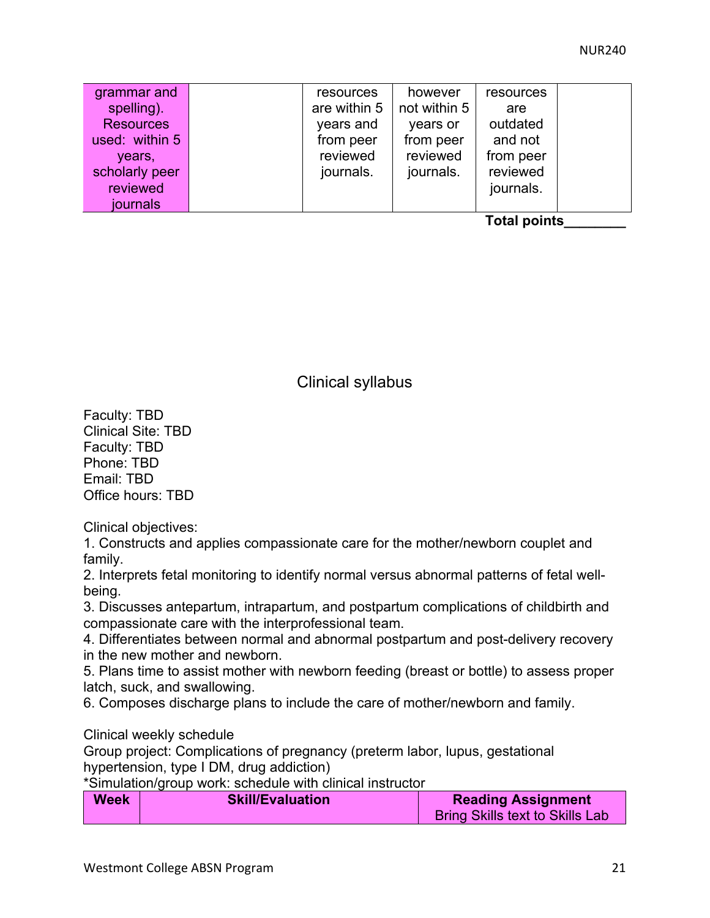| | | | | | |
|---|---|---|---|---|---|
| grammar and spelling). Resources used: within 5 years, scholarly peer reviewed journals | | resources are within 5 years and from peer reviewed journals. | however not within 5 years or from peer reviewed journals. | resources are outdated and not from peer reviewed journals. | |

**Total points________**

## Clinical syllabus

Faculty: TBD
Clinical Site: TBD
Faculty: TBD
Phone: TBD
Email: TBD
Office hours: TBD

Clinical objectives:

1. Constructs and applies compassionate care for the mother/newborn couplet and family.
2. Interprets fetal monitoring to identify normal versus abnormal patterns of fetal well-being.
3. Discusses antepartum, intrapartum, and postpartum complications of childbirth and compassionate care with the interprofessional team.
4. Differentiates between normal and abnormal postpartum and post-delivery recovery in the new mother and newborn.
5. Plans time to assist mother with newborn feeding (breast or bottle) to assess proper latch, suck, and swallowing.
6. Composes discharge plans to include the care of mother/newborn and family.

Clinical weekly schedule
Group project: Complications of pregnancy (preterm labor, lupus, gestational hypertension, type I DM, drug addiction)
*Simulation/group work: schedule with clinical instructor

| Week | Skill/Evaluation | Reading Assignment<br>Bring Skills text to Skills Lab |
|---|---|---|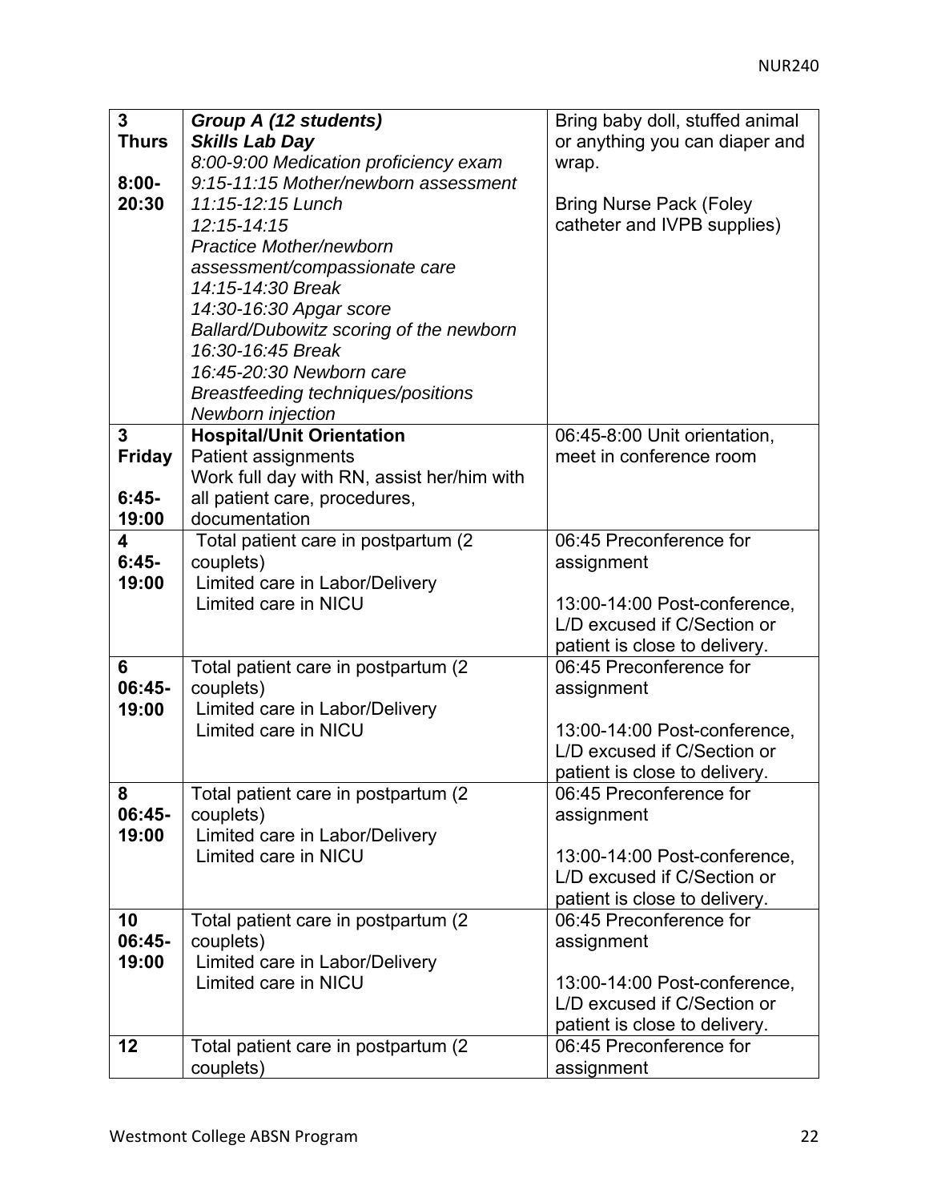| | | |
|---|---|---|
| **3**<br>**Thurs**<br><br>**8:00-**<br>**20:30** | ***Group A (12 students)***<br>***Skills Lab Day***<br>*8:00-9:00 Medication proficiency exam*<br>*9:15-11:15 Mother/newborn assessment*<br>*11:15-12:15 Lunch*<br>*12:15-14:15*<br>*Practice Mother/newborn assessment/compassionate care*<br>*14:15-14:30 Break*<br>*14:30-16:30 Apgar score*<br>*Ballard/Dubowitz scoring of the newborn*<br>*16:30-16:45 Break*<br>*16:45-20:30 Newborn care*<br>*Breastfeeding techniques/positions*<br>*Newborn injection* | Bring baby doll, stuffed animal or anything you can diaper and wrap.<br><br>Bring Nurse Pack (Foley catheter and IVPB supplies) |
| **3**<br>**Friday**<br><br>**6:45-**<br>**19:00** | **Hospital/Unit Orientation**<br>Patient assignments<br>Work full day with RN, assist her/him with all patient care, procedures, documentation | 06:45-8:00 Unit orientation, meet in conference room |
| **4**<br>**6:45-**<br>**19:00** | Total patient care in postpartum (2 couplets)<br>Limited care in Labor/Delivery<br>Limited care in NICU | 06:45 Preconference for assignment<br><br>13:00-14:00 Post-conference, L/D excused if C/Section or patient is close to delivery. |
| **6**<br>**06:45-**<br>**19:00** | Total patient care in postpartum (2 couplets)<br>Limited care in Labor/Delivery<br>Limited care in NICU | 06:45 Preconference for assignment<br><br>13:00-14:00 Post-conference, L/D excused if C/Section or patient is close to delivery. |
| **8**<br>**06:45-**<br>**19:00** | Total patient care in postpartum (2 couplets)<br>Limited care in Labor/Delivery<br>Limited care in NICU | 06:45 Preconference for assignment<br><br>13:00-14:00 Post-conference, L/D excused if C/Section or patient is close to delivery. |
| **10**<br>**06:45-**<br>**19:00** | Total patient care in postpartum (2 couplets)<br>Limited care in Labor/Delivery<br>Limited care in NICU | 06:45 Preconference for assignment<br><br>13:00-14:00 Post-conference, L/D excused if C/Section or patient is close to delivery. |
| **12** | Total patient care in postpartum (2 couplets) | 06:45 Preconference for assignment |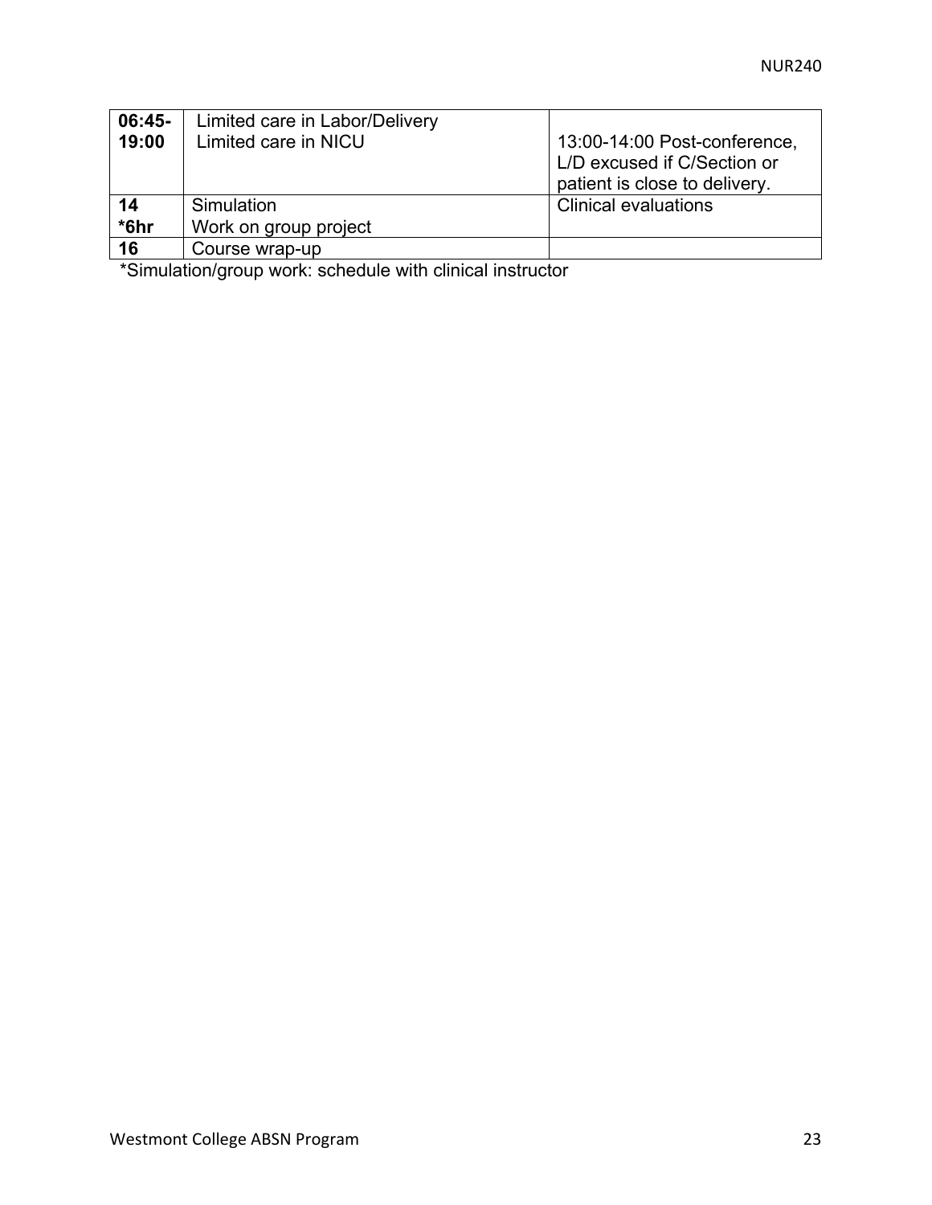| | | |
|---|---|---|
| **06:45-19:00** | Limited care in Labor/Delivery<br>Limited care in NICU | 13:00-14:00 Post-conference, L/D excused if C/Section or patient is close to delivery. |
| **14 *6hr** | Simulation<br>Work on group project | Clinical evaluations |
| **16** | Course wrap-up | |

*Simulation/group work: schedule with clinical instructor